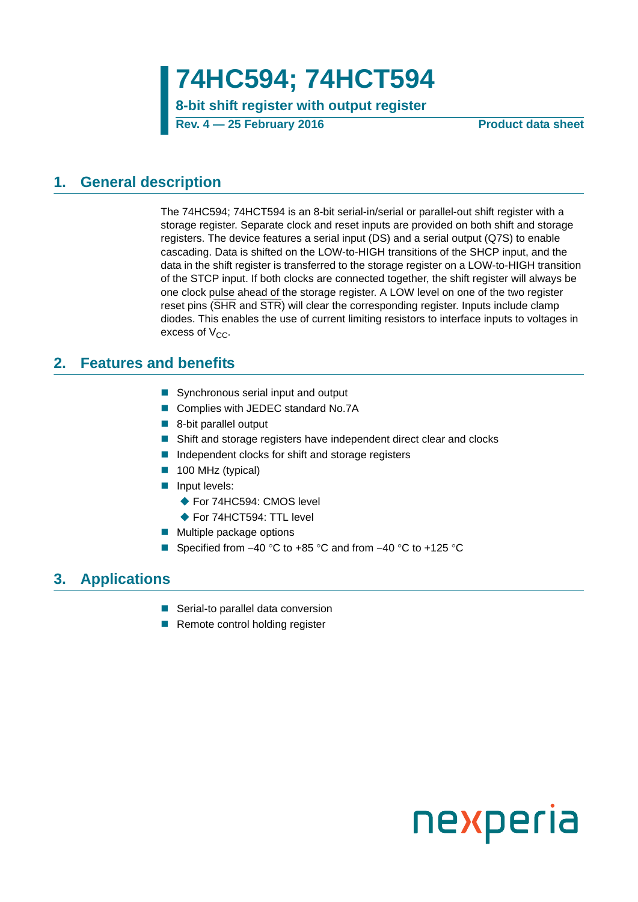# 74HC594; 74HCT594

**8-bit shift register with output register**

**Rev. 4 — 25 February 2016** **Product data sheet**

## 1. General description

The 74HC594; 74HCT594 is an 8-bit serial-in/serial or parallel-out shift register with a storage register. Separate clock and reset inputs are provided on both shift and storage registers. The device features a serial input (DS) and a serial output (Q7S) to enable cascading. Data is shifted on the LOW-to-HIGH transitions of the SHCP input, and the data in the shift register is transferred to the storage register on a LOW-to-HIGH transition of the STCP input. If both clocks are connected together, the shift register will always be one clock pulse ahead of the storage register. A LOW level on one of the two register reset pins ($\overline{SHR}$ and $\overline{STR}$) will clear the corresponding register. Inputs include clamp diodes. This enables the use of current limiting resistors to interface inputs to voltages in excess of $V_{CC}$.

## 2. Features and benefits

- Synchronous serial input and output
- Complies with JEDEC standard No.7A
- 8-bit parallel output
- Shift and storage registers have independent direct clear and clocks
- Independent clocks for shift and storage registers
- 100 MHz (typical)
- Input levels:
  - For 74HC594: CMOS level
  - For 74HCT594: TTL level
- Multiple package options
- Specified from −40 °C to +85 °C and from −40 °C to +125 °C

## 3. Applications

- Serial-to parallel data conversion
- Remote control holding register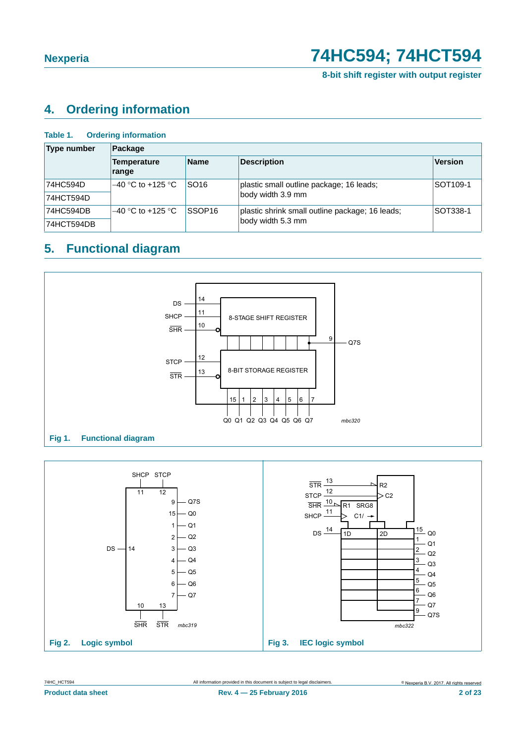## 4. Ordering information

**Table 1. Ordering information**

| Type number | Package | | | |
|---|---|---|---|---|
| | Temperature range | Name | Description | Version |
| 74HC594D | –40 °C to +125 °C | SO16 | plastic small outline package; 16 leads; body width 3.9 mm | SOT109-1 |
| 74HCT594D | | | | |
| 74HC594DB | –40 °C to +125 °C | SSOP16 | plastic shrink small outline package; 16 leads; body width 5.3 mm | SOT338-1 |
| 74HCT594DB | | | | |

## 5. Functional diagram

Fig 1. Functional diagram

Fig 2. Logic symbol

Fig 3. IEC logic symbol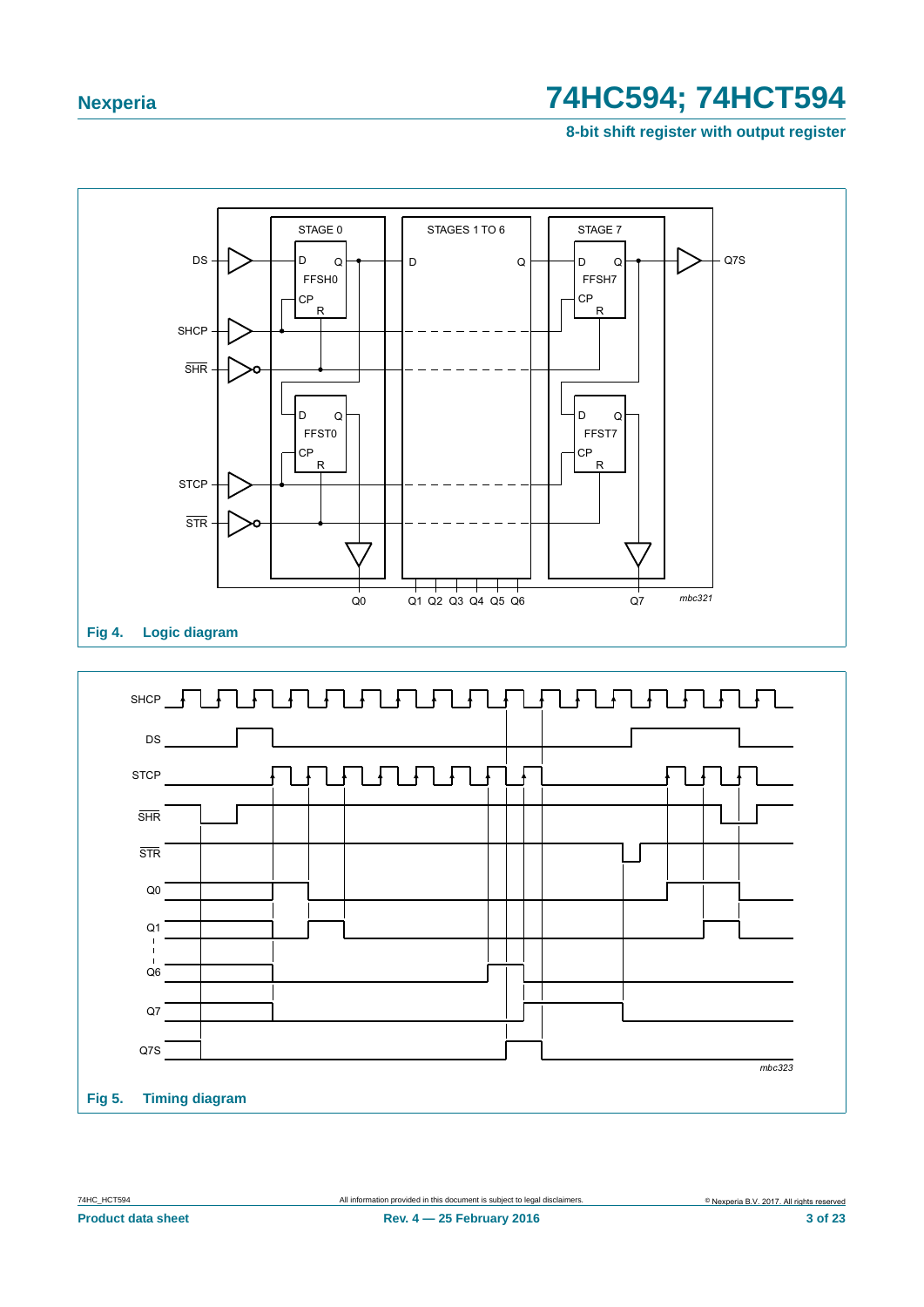Fig 4. Logic diagram

Fig 5. Timing diagram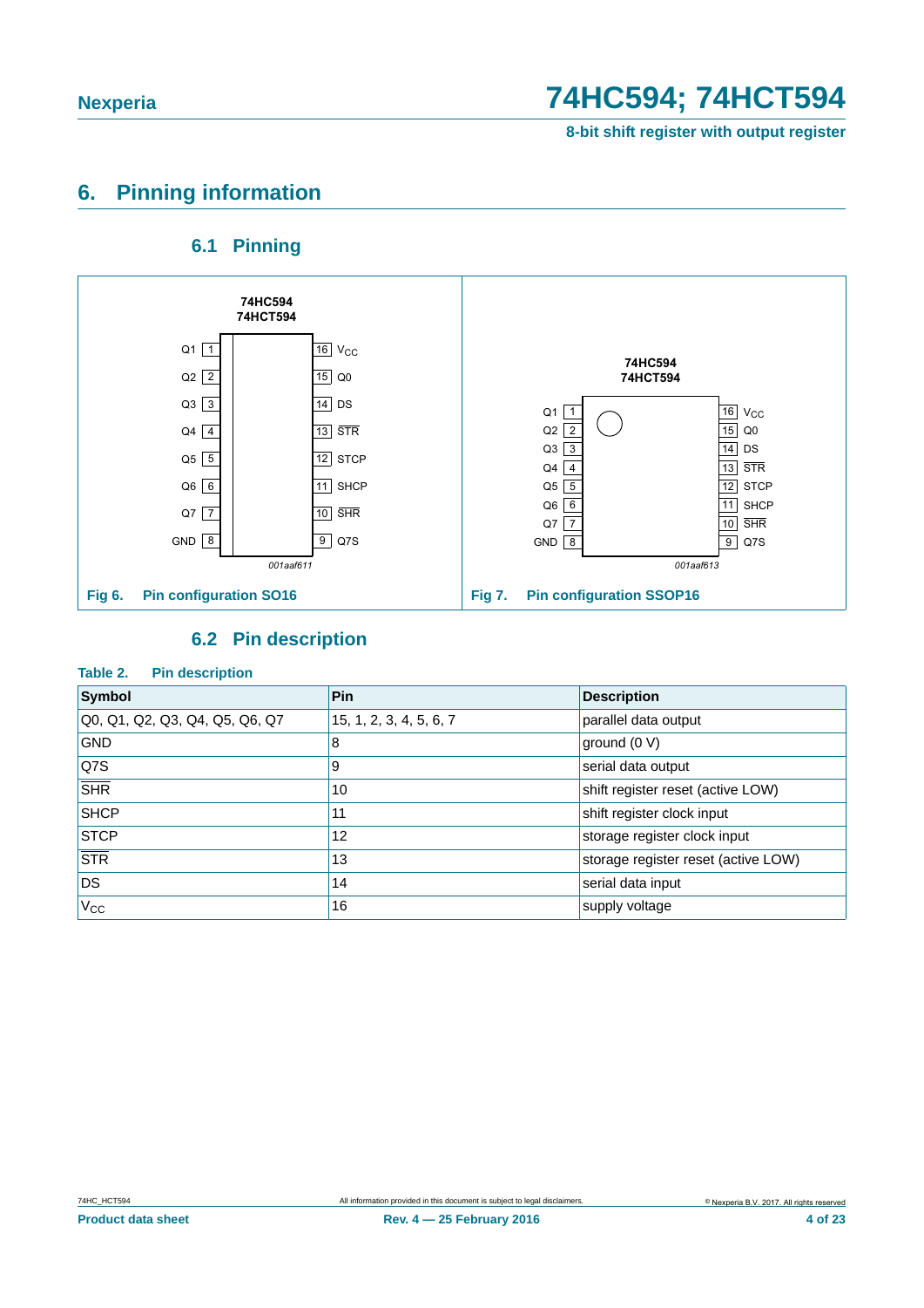## 6. Pinning information

### 6.1 Pinning

Fig 6. Pin configuration SO16

Fig 7. Pin configuration SSOP16

### 6.2 Pin description

**Table 2. Pin description**

| Symbol | Pin | Description |
|---|---|---|
| Q0, Q1, Q2, Q3, Q4, Q5, Q6, Q7 | 15, 1, 2, 3, 4, 5, 6, 7 | parallel data output |
| GND | 8 | ground (0 V) |
| Q7S | 9 | serial data output |
| $\overline{\text{SHR}}$ | 10 | shift register reset (active LOW) |
| SHCP | 11 | shift register clock input |
| STCP | 12 | storage register clock input |
| $\overline{\text{STR}}$ | 13 | storage register reset (active LOW) |
| DS | 14 | serial data input |
| $V_{CC}$ | 16 | supply voltage |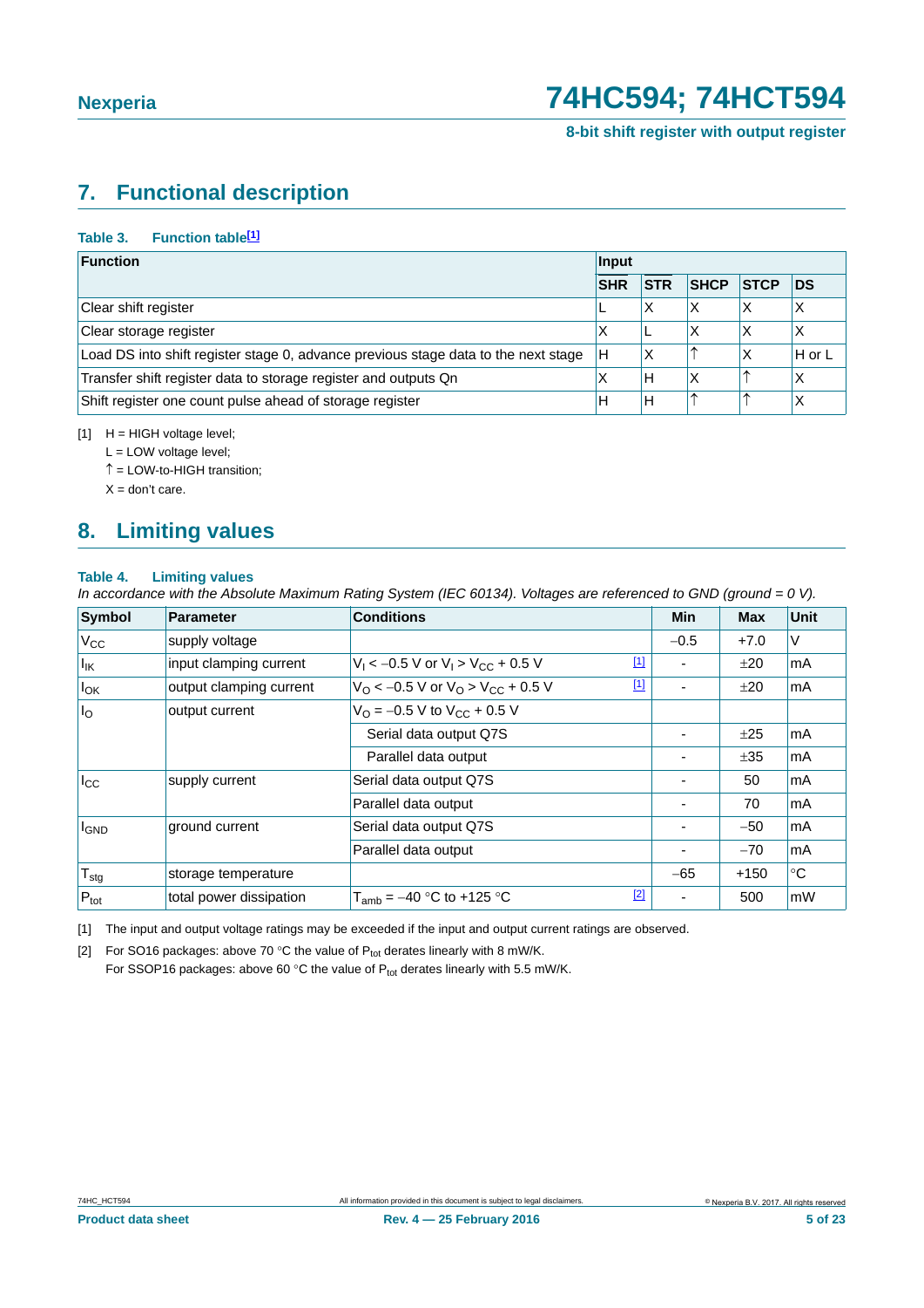## 7. Functional description

**Table 3. Function table[1]**

| Function | Input | | | | |
|---|---|---|---|---|---|
| | SHR | STR | SHCP | STCP | DS |
| Clear shift register | L | X | X | X | X |
| Clear storage register | X | L | X | X | X |
| Load DS into shift register stage 0, advance previous stage data to the next stage | H | X | ↑ | X | H or L |
| Transfer shift register data to storage register and outputs Qn | X | H | X | ↑ | X |
| Shift register one count pulse ahead of storage register | H | H | ↑ | ↑ | X |

[1] H = HIGH voltage level;
L = LOW voltage level;
↑ = LOW-to-HIGH transition;
X = don't care.

## 8. Limiting values

**Table 4. Limiting values**

*In accordance with the Absolute Maximum Rating System (IEC 60134). Voltages are referenced to GND (ground = 0 V).*

| Symbol | Parameter | Conditions | | Min | Max | Unit |
|---|---|---|---|---|---|---|
| $V_{CC}$ | supply voltage | | | −0.5 | +7.0 | V |
| $I_{IK}$ | input clamping current | $V_I < -0.5$ V or $V_I > V_{CC} + 0.5$ V | [1] | - | ±20 | mA |
| $I_{OK}$ | output clamping current | $V_O < -0.5$ V or $V_O > V_{CC} + 0.5$ V | [1] | - | ±20 | mA |
| $I_O$ | output current | $V_O = -0.5$ V to $V_{CC} + 0.5$ V | | | | |
| | | Serial data output Q7S | | - | ±25 | mA |
| | | Parallel data output | | - | ±35 | mA |
| $I_{CC}$ | supply current | Serial data output Q7S | | - | 50 | mA |
| | | Parallel data output | | - | 70 | mA |
| $I_{GND}$ | ground current | Serial data output Q7S | | - | −50 | mA |
| | | Parallel data output | | - | −70 | mA |
| $T_{stg}$ | storage temperature | | | −65 | +150 | °C |
| $P_{tot}$ | total power dissipation | $T_{amb} = -40$ °C to +125 °C | [2] | - | 500 | mW |

[1] The input and output voltage ratings may be exceeded if the input and output current ratings are observed.

[2] For SO16 packages: above 70 °C the value of $P_{tot}$ derates linearly with 8 mW/K.
For SSOP16 packages: above 60 °C the value of $P_{tot}$ derates linearly with 5.5 mW/K.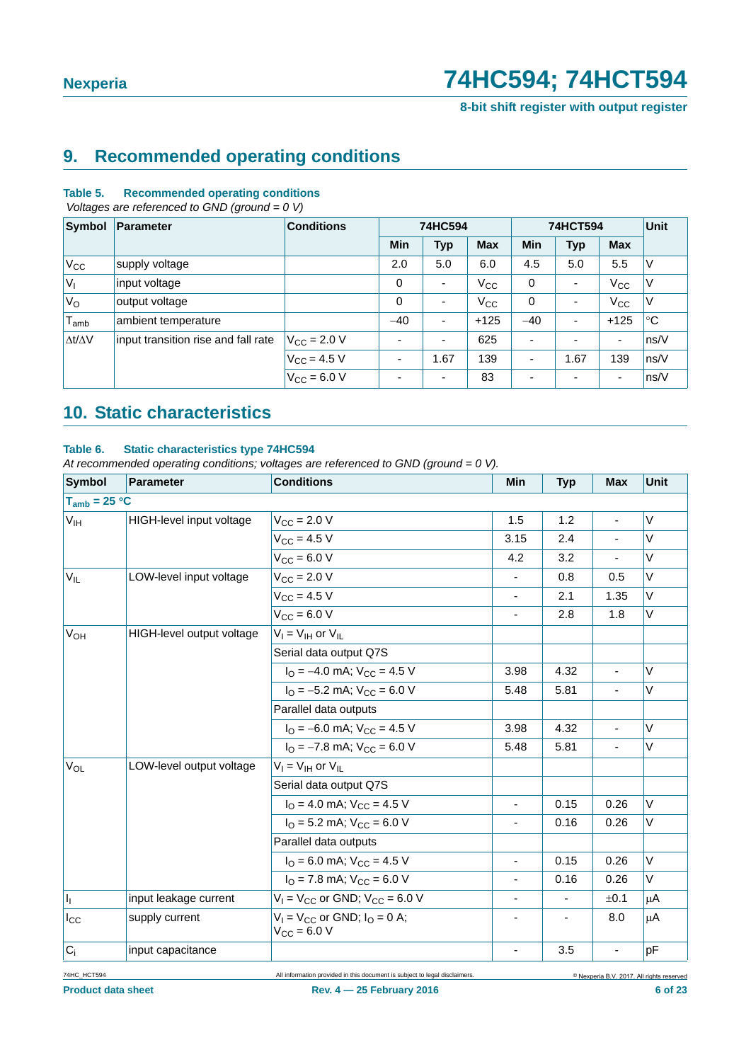## 9. Recommended operating conditions

**Table 5. Recommended operating conditions**

*Voltages are referenced to GND (ground = 0 V)*

| Symbol | Parameter | Conditions | 74HC594 | | | 74HCT594 | | | Unit |
|---|---|---|---|---|---|---|---|---|---|
| | | | Min | Typ | Max | Min | Typ | Max | |
| $V_{CC}$ | supply voltage | | 2.0 | 5.0 | 6.0 | 4.5 | 5.0 | 5.5 | V |
| $V_I$ | input voltage | | 0 | - | $V_{CC}$ | 0 | - | $V_{CC}$ | V |
| $V_O$ | output voltage | | 0 | - | $V_{CC}$ | 0 | - | $V_{CC}$ | V |
| $T_{amb}$ | ambient temperature | | −40 | - | +125 | −40 | - | +125 | °C |
| $\Delta t/\Delta V$ | input transition rise and fall rate | $V_{CC}$ = 2.0 V | - | - | 625 | - | - | - | ns/V |
| | | $V_{CC}$ = 4.5 V | - | 1.67 | 139 | - | 1.67 | 139 | ns/V |
| | | $V_{CC}$ = 6.0 V | - | - | 83 | - | - | - | ns/V |

## 10. Static characteristics

**Table 6. Static characteristics type 74HC594**

*At recommended operating conditions; voltages are referenced to GND (ground = 0 V).*

| Symbol | Parameter | Conditions | Min | Typ | Max | Unit |
|---|---|---|---|---|---|---|
| **$T_{amb}$ = 25 °C** | | | | | | |
| $V_{IH}$ | HIGH-level input voltage | $V_{CC}$ = 2.0 V | 1.5 | 1.2 | - | V |
| | | $V_{CC}$ = 4.5 V | 3.15 | 2.4 | - | V |
| | | $V_{CC}$ = 6.0 V | 4.2 | 3.2 | - | V |
| $V_{IL}$ | LOW-level input voltage | $V_{CC}$ = 2.0 V | - | 0.8 | 0.5 | V |
| | | $V_{CC}$ = 4.5 V | - | 2.1 | 1.35 | V |
| | | $V_{CC}$ = 6.0 V | - | 2.8 | 1.8 | V |
| $V_{OH}$ | HIGH-level output voltage | $V_I$ = $V_{IH}$ or $V_{IL}$ | | | | |
| | | Serial data output Q7S | | | | |
| | | $I_O$ = −4.0 mA; $V_{CC}$ = 4.5 V | 3.98 | 4.32 | - | V |
| | | $I_O$ = −5.2 mA; $V_{CC}$ = 6.0 V | 5.48 | 5.81 | - | V |
| | | Parallel data outputs | | | | |
| | | $I_O$ = −6.0 mA; $V_{CC}$ = 4.5 V | 3.98 | 4.32 | - | V |
| | | $I_O$ = −7.8 mA; $V_{CC}$ = 6.0 V | 5.48 | 5.81 | - | V |
| $V_{OL}$ | LOW-level output voltage | $V_I$ = $V_{IH}$ or $V_{IL}$ | | | | |
| | | Serial data output Q7S | | | | |
| | | $I_O$ = 4.0 mA; $V_{CC}$ = 4.5 V | - | 0.15 | 0.26 | V |
| | | $I_O$ = 5.2 mA; $V_{CC}$ = 6.0 V | - | 0.16 | 0.26 | V |
| | | Parallel data outputs | | | | |
| | | $I_O$ = 6.0 mA; $V_{CC}$ = 4.5 V | - | 0.15 | 0.26 | V |
| | | $I_O$ = 7.8 mA; $V_{CC}$ = 6.0 V | - | 0.16 | 0.26 | V |
| $I_I$ | input leakage current | $V_I$ = $V_{CC}$ or GND; $V_{CC}$ = 6.0 V | - | - | ±0.1 | μA |
| $I_{CC}$ | supply current | $V_I$ = $V_{CC}$ or GND; $I_O$ = 0 A; $V_{CC}$ = 6.0 V | - | - | 8.0 | μA |
| $C_i$ | input capacitance | | - | 3.5 | - | pF |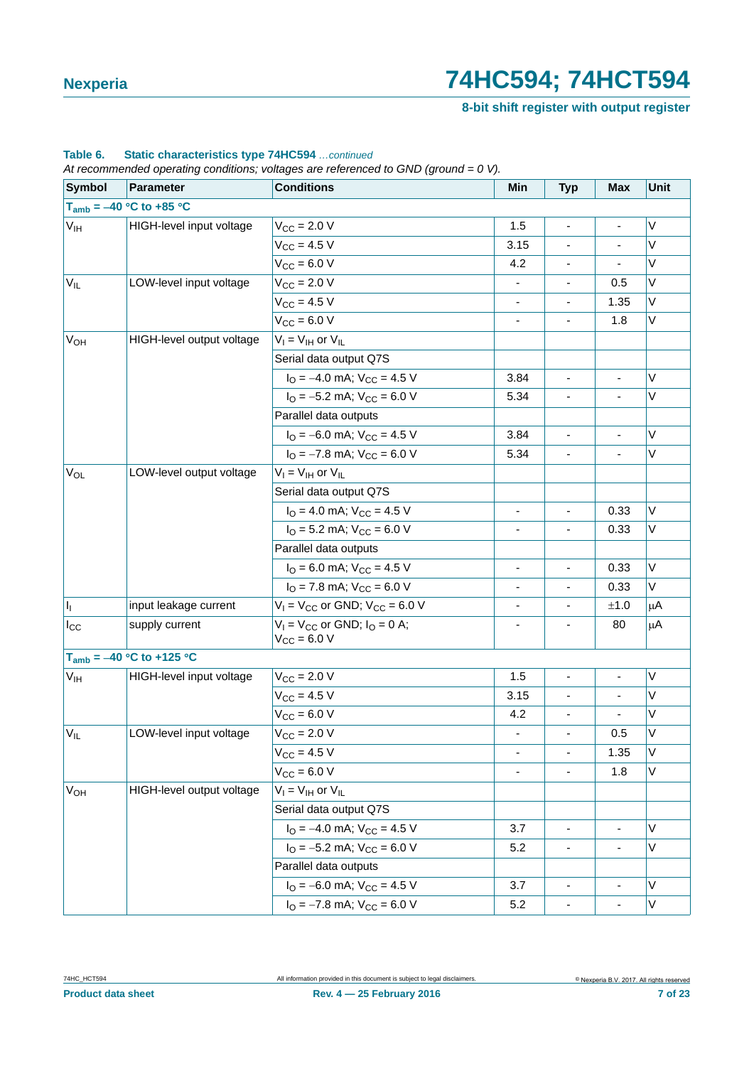**Table 6. Static characteristics type 74HC594** *...continued*

*At recommended operating conditions; voltages are referenced to GND (ground = 0 V).*

| Symbol | Parameter | Conditions | Min | Typ | Max | Unit |
|---|---|---|---|---|---|---|
| **$T_{amb}$ = −40 °C to +85 °C** | | | | | | |
| $V_{IH}$ | HIGH-level input voltage | $V_{CC}$ = 2.0 V | 1.5 | - | - | V |
| | | $V_{CC}$ = 4.5 V | 3.15 | - | - | V |
| | | $V_{CC}$ = 6.0 V | 4.2 | - | - | V |
| $V_{IL}$ | LOW-level input voltage | $V_{CC}$ = 2.0 V | - | - | 0.5 | V |
| | | $V_{CC}$ = 4.5 V | - | - | 1.35 | V |
| | | $V_{CC}$ = 6.0 V | - | - | 1.8 | V |
| $V_{OH}$ | HIGH-level output voltage | $V_I = V_{IH}$ or $V_{IL}$ | | | | |
| | | Serial data output Q7S | | | | |
| | | $I_O$ = −4.0 mA; $V_{CC}$ = 4.5 V | 3.84 | - | - | V |
| | | $I_O$ = −5.2 mA; $V_{CC}$ = 6.0 V | 5.34 | - | - | V |
| | | Parallel data outputs | | | | |
| | | $I_O$ = −6.0 mA; $V_{CC}$ = 4.5 V | 3.84 | - | - | V |
| | | $I_O$ = −7.8 mA; $V_{CC}$ = 6.0 V | 5.34 | - | - | V |
| $V_{OL}$ | LOW-level output voltage | $V_I = V_{IH}$ or $V_{IL}$ | | | | |
| | | Serial data output Q7S | | | | |
| | | $I_O$ = 4.0 mA; $V_{CC}$ = 4.5 V | - | - | 0.33 | V |
| | | $I_O$ = 5.2 mA; $V_{CC}$ = 6.0 V | - | - | 0.33 | V |
| | | Parallel data outputs | | | | |
| | | $I_O$ = 6.0 mA; $V_{CC}$ = 4.5 V | - | - | 0.33 | V |
| | | $I_O$ = 7.8 mA; $V_{CC}$ = 6.0 V | - | - | 0.33 | V |
| $I_I$ | input leakage current | $V_I = V_{CC}$ or GND; $V_{CC}$ = 6.0 V | - | - | ±1.0 | μA |
| $I_{CC}$ | supply current | $V_I = V_{CC}$ or GND; $I_O$ = 0 A; $V_{CC}$ = 6.0 V | - | - | 80 | μA |
| **$T_{amb}$ = −40 °C to +125 °C** | | | | | | |
| $V_{IH}$ | HIGH-level input voltage | $V_{CC}$ = 2.0 V | 1.5 | - | - | V |
| | | $V_{CC}$ = 4.5 V | 3.15 | - | - | V |
| | | $V_{CC}$ = 6.0 V | 4.2 | - | - | V |
| $V_{IL}$ | LOW-level input voltage | $V_{CC}$ = 2.0 V | - | - | 0.5 | V |
| | | $V_{CC}$ = 4.5 V | - | - | 1.35 | V |
| | | $V_{CC}$ = 6.0 V | - | - | 1.8 | V |
| $V_{OH}$ | HIGH-level output voltage | $V_I = V_{IH}$ or $V_{IL}$ | | | | |
| | | Serial data output Q7S | | | | |
| | | $I_O$ = −4.0 mA; $V_{CC}$ = 4.5 V | 3.7 | - | - | V |
| | | $I_O$ = −5.2 mA; $V_{CC}$ = 6.0 V | 5.2 | - | - | V |
| | | Parallel data outputs | | | | |
| | | $I_O$ = −6.0 mA; $V_{CC}$ = 4.5 V | 3.7 | - | - | V |
| | | $I_O$ = −7.8 mA; $V_{CC}$ = 6.0 V | 5.2 | - | - | V |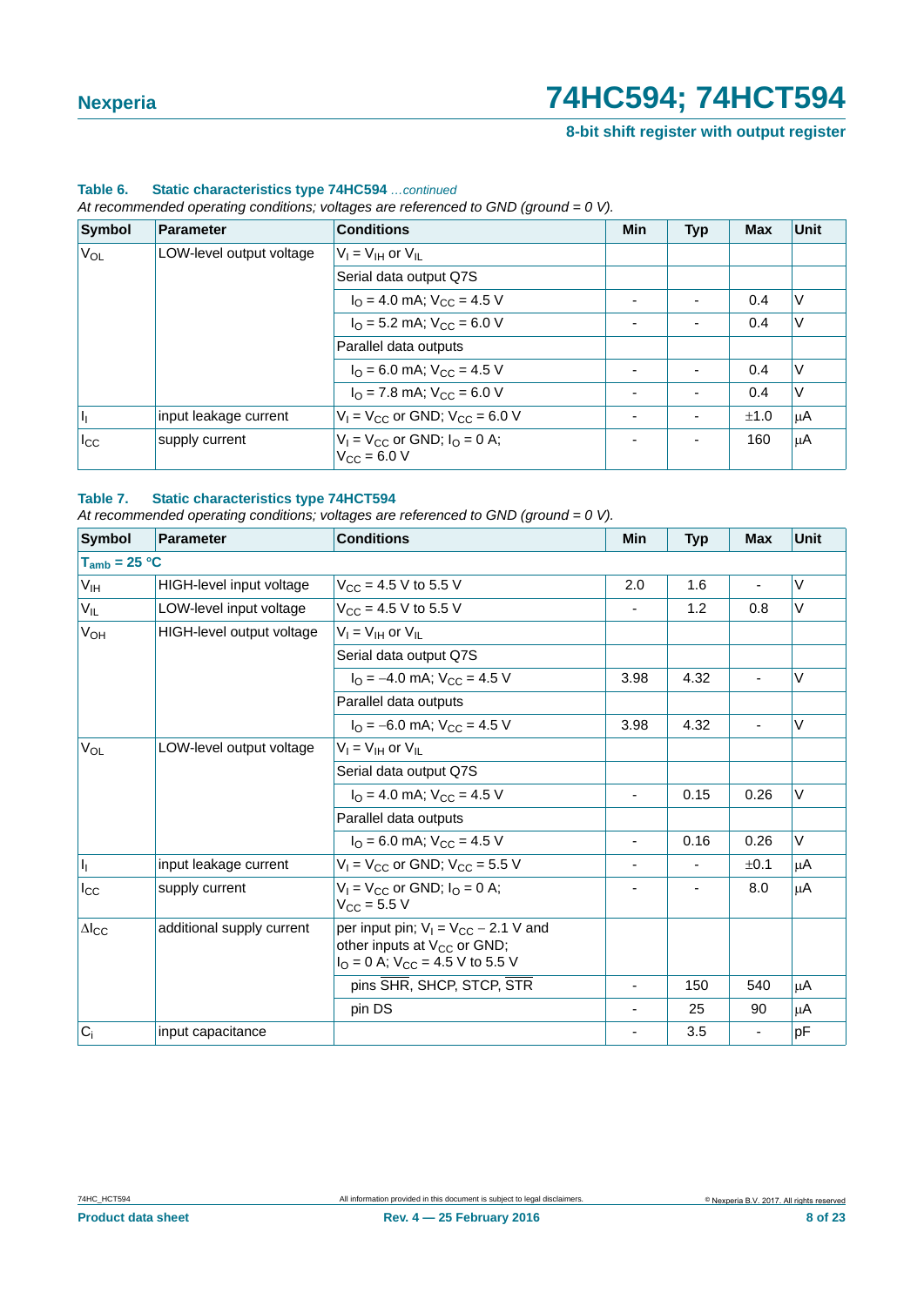**Table 6. Static characteristics type 74HC594** *...continued*

*At recommended operating conditions; voltages are referenced to GND (ground = 0 V).*

| Symbol | Parameter | Conditions | Min | Typ | Max | Unit |
|---|---|---|---|---|---|---|
| $V_{OL}$ | LOW-level output voltage | $V_I = V_{IH}$ or $V_{IL}$ | | | | |
| | | Serial data output Q7S | | | | |
| | | $I_O = 4.0$ mA; $V_{CC} = 4.5$ V | - | - | 0.4 | V |
| | | $I_O = 5.2$ mA; $V_{CC} = 6.0$ V | - | - | 0.4 | V |
| | | Parallel data outputs | | | | |
| | | $I_O = 6.0$ mA; $V_{CC} = 4.5$ V | - | - | 0.4 | V |
| | | $I_O = 7.8$ mA; $V_{CC} = 6.0$ V | - | - | 0.4 | V |
| $I_I$ | input leakage current | $V_I = V_{CC}$ or GND; $V_{CC} = 6.0$ V | - | - | ±1.0 | μA |
| $I_{CC}$ | supply current | $V_I = V_{CC}$ or GND; $I_O = 0$ A; $V_{CC} = 6.0$ V | - | - | 160 | μA |

**Table 7. Static characteristics type 74HCT594**

*At recommended operating conditions; voltages are referenced to GND (ground = 0 V).*

| Symbol | Parameter | Conditions | Min | Typ | Max | Unit |
|---|---|---|---|---|---|---|
| $T_{amb} = 25$ °C | | | | | | |
| $V_{IH}$ | HIGH-level input voltage | $V_{CC} = 4.5$ V to 5.5 V | 2.0 | 1.6 | - | V |
| $V_{IL}$ | LOW-level input voltage | $V_{CC} = 4.5$ V to 5.5 V | - | 1.2 | 0.8 | V |
| $V_{OH}$ | HIGH-level output voltage | $V_I = V_{IH}$ or $V_{IL}$ | | | | |
| | | Serial data output Q7S | | | | |
| | | $I_O = -4.0$ mA; $V_{CC} = 4.5$ V | 3.98 | 4.32 | - | V |
| | | Parallel data outputs | | | | |
| | | $I_O = -6.0$ mA; $V_{CC} = 4.5$ V | 3.98 | 4.32 | - | V |
| $V_{OL}$ | LOW-level output voltage | $V_I = V_{IH}$ or $V_{IL}$ | | | | |
| | | Serial data output Q7S | | | | |
| | | $I_O = 4.0$ mA; $V_{CC} = 4.5$ V | - | 0.15 | 0.26 | V |
| | | Parallel data outputs | | | | |
| | | $I_O = 6.0$ mA; $V_{CC} = 4.5$ V | - | 0.16 | 0.26 | V |
| $I_I$ | input leakage current | $V_I = V_{CC}$ or GND; $V_{CC} = 5.5$ V | - | - | ±0.1 | μA |
| $I_{CC}$ | supply current | $V_I = V_{CC}$ or GND; $I_O = 0$ A; $V_{CC} = 5.5$ V | - | - | 8.0 | μA |
| $\Delta I_{CC}$ | additional supply current | per input pin; $V_I = V_{CC} - 2.1$ V and other inputs at $V_{CC}$ or GND; $I_O = 0$ A; $V_{CC} = 4.5$ V to 5.5 V | | | | |
| | | pins $\overline{SHR}$, SHCP, STCP, $\overline{STR}$ | - | 150 | 540 | μA |
| | | pin DS | - | 25 | 90 | μA |
| $C_i$ | input capacitance | | - | 3.5 | - | pF |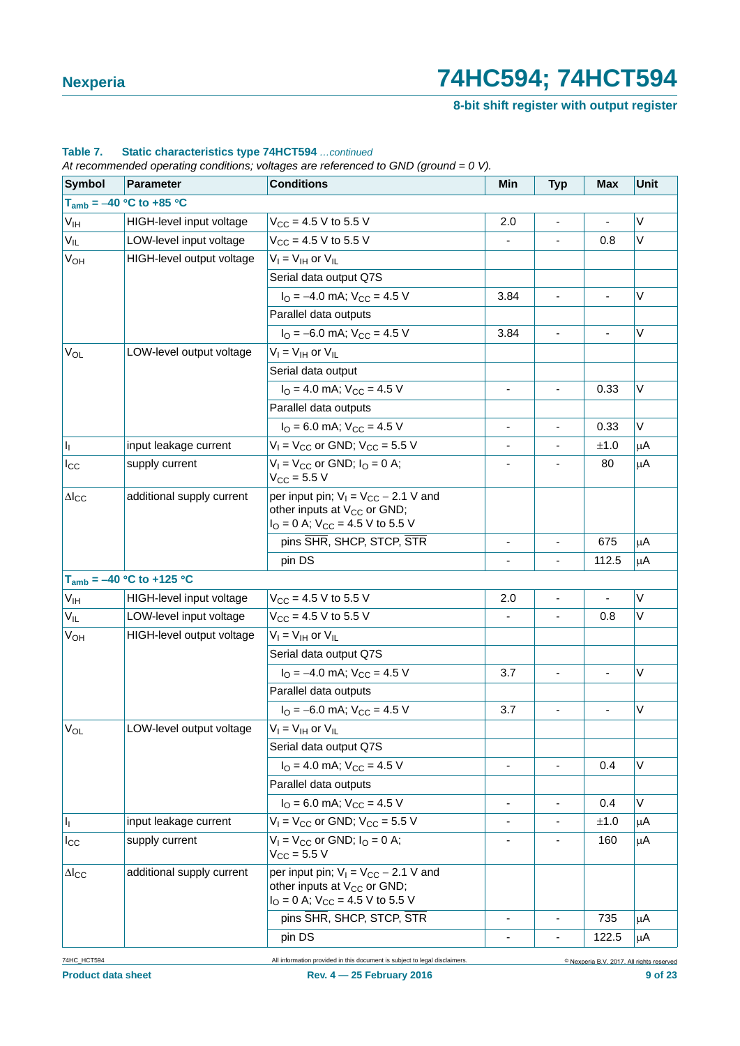**Table 7. Static characteristics type 74HCT594** *...continued*

*At recommended operating conditions; voltages are referenced to GND (ground = 0 V).*

| Symbol | Parameter | Conditions | Min | Typ | Max | Unit |
|---|---|---|---|---|---|---|
| **$T_{amb}$ = –40 °C to +85 °C** | | | | | | |
| $V_{IH}$ | HIGH-level input voltage | $V_{CC}$ = 4.5 V to 5.5 V | 2.0 | - | - | V |
| $V_{IL}$ | LOW-level input voltage | $V_{CC}$ = 4.5 V to 5.5 V | - | - | 0.8 | V |
| $V_{OH}$ | HIGH-level output voltage | $V_I = V_{IH}$ or $V_{IL}$ | | | | |
| | | Serial data output Q7S | | | | |
| | | $I_O$ = −4.0 mA; $V_{CC}$ = 4.5 V | 3.84 | - | - | V |
| | | Parallel data outputs | | | | |
| | | $I_O$ = −6.0 mA; $V_{CC}$ = 4.5 V | 3.84 | - | - | V |
| $V_{OL}$ | LOW-level output voltage | $V_I = V_{IH}$ or $V_{IL}$ | | | | |
| | | Serial data output | | | | |
| | | $I_O$ = 4.0 mA; $V_{CC}$ = 4.5 V | - | - | 0.33 | V |
| | | Parallel data outputs | | | | |
| | | $I_O$ = 6.0 mA; $V_{CC}$ = 4.5 V | - | - | 0.33 | V |
| $I_I$ | input leakage current | $V_I = V_{CC}$ or GND; $V_{CC}$ = 5.5 V | - | - | ±1.0 | μA |
| $I_{CC}$ | supply current | $V_I = V_{CC}$ or GND; $I_O$ = 0 A; $V_{CC}$ = 5.5 V | - | - | 80 | μA |
| $\Delta I_{CC}$ | additional supply current | per input pin; $V_I = V_{CC} - 2.1$ V and other inputs at $V_{CC}$ or GND; $I_O$ = 0 A; $V_{CC}$ = 4.5 V to 5.5 V | | | | |
| | | pins $\overline{SHR}$, SHCP, STCP, $\overline{STR}$ | - | - | 675 | μA |
| | | pin DS | - | - | 112.5 | μA |
| **$T_{amb}$ = –40 °C to +125 °C** | | | | | | |
| $V_{IH}$ | HIGH-level input voltage | $V_{CC}$ = 4.5 V to 5.5 V | 2.0 | - | - | V |
| $V_{IL}$ | LOW-level input voltage | $V_{CC}$ = 4.5 V to 5.5 V | - | - | 0.8 | V |
| $V_{OH}$ | HIGH-level output voltage | $V_I = V_{IH}$ or $V_{IL}$ | | | | |
| | | Serial data output Q7S | | | | |
| | | $I_O$ = −4.0 mA; $V_{CC}$ = 4.5 V | 3.7 | - | - | V |
| | | Parallel data outputs | | | | |
| | | $I_O$ = −6.0 mA; $V_{CC}$ = 4.5 V | 3.7 | - | - | V |
| $V_{OL}$ | LOW-level output voltage | $V_I = V_{IH}$ or $V_{IL}$ | | | | |
| | | Serial data output Q7S | | | | |
| | | $I_O$ = 4.0 mA; $V_{CC}$ = 4.5 V | - | - | 0.4 | V |
| | | Parallel data outputs | | | | |
| | | $I_O$ = 6.0 mA; $V_{CC}$ = 4.5 V | - | - | 0.4 | V |
| $I_I$ | input leakage current | $V_I = V_{CC}$ or GND; $V_{CC}$ = 5.5 V | - | - | ±1.0 | μA |
| $I_{CC}$ | supply current | $V_I = V_{CC}$ or GND; $I_O$ = 0 A; $V_{CC}$ = 5.5 V | - | - | 160 | μA |
| $\Delta I_{CC}$ | additional supply current | per input pin; $V_I = V_{CC} - 2.1$ V and other inputs at $V_{CC}$ or GND; $I_O$ = 0 A; $V_{CC}$ = 4.5 V to 5.5 V | | | | |
| | | pins $\overline{SHR}$, SHCP, STCP, $\overline{STR}$ | - | - | 735 | μA |
| | | pin DS | - | - | 122.5 | μA |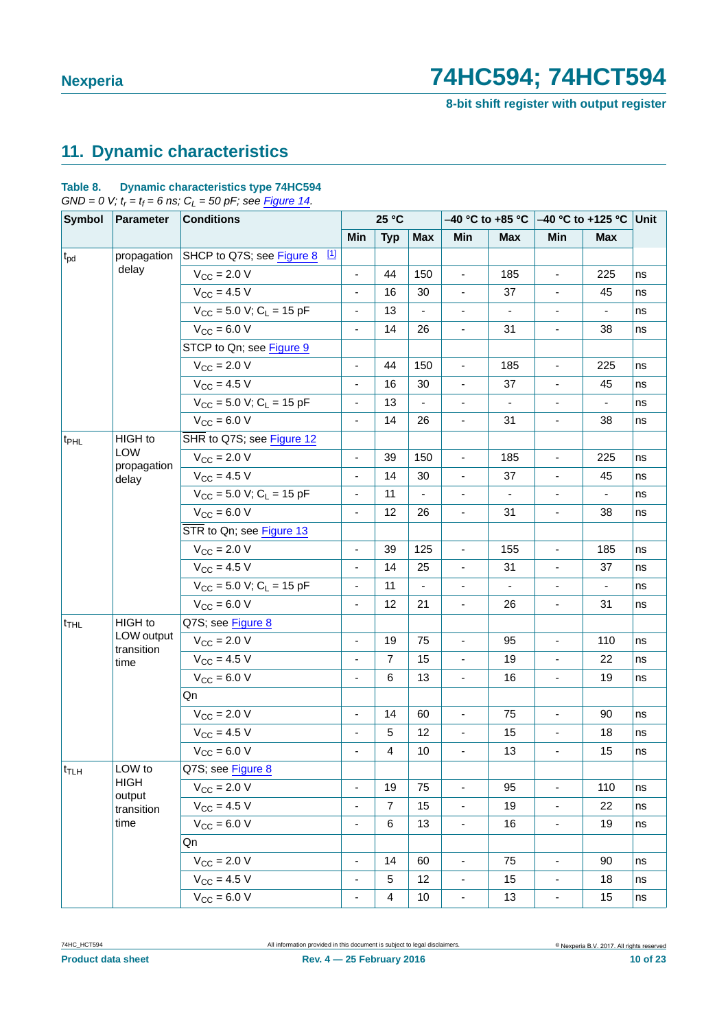## 11. Dynamic characteristics

**Table 8. Dynamic characteristics type 74HC594**

*GND = 0 V; $t_r$ = $t_f$ = 6 ns; $C_L$ = 50 pF; see Figure 14.*

| Symbol | Parameter | Conditions | 25 °C | | | –40 °C to +85 °C | | –40 °C to +125 °C | | Unit |
|---|---|---|---|---|---|---|---|---|---|---|
| | | | Min | Typ | Max | Min | Max | Min | Max | |
| $t_{pd}$ | propagation delay | SHCP to Q7S; see Figure 8 [1] | | | | | | | | |
| | | $V_{CC}$ = 2.0 V | - | 44 | 150 | - | 185 | - | 225 | ns |
| | | $V_{CC}$ = 4.5 V | - | 16 | 30 | - | 37 | - | 45 | ns |
| | | $V_{CC}$ = 5.0 V; $C_L$ = 15 pF | - | 13 | - | - | - | - | - | ns |
| | | $V_{CC}$ = 6.0 V | - | 14 | 26 | - | 31 | - | 38 | ns |
| | | STCP to Qn; see Figure 9 | | | | | | | | |
| | | $V_{CC}$ = 2.0 V | - | 44 | 150 | - | 185 | - | 225 | ns |
| | | $V_{CC}$ = 4.5 V | - | 16 | 30 | - | 37 | - | 45 | ns |
| | | $V_{CC}$ = 5.0 V; $C_L$ = 15 pF | - | 13 | - | - | - | - | - | ns |
| | | $V_{CC}$ = 6.0 V | - | 14 | 26 | - | 31 | - | 38 | ns |
| $t_{PHL}$ | HIGH to LOW propagation delay | $\overline{SHR}$ to Q7S; see Figure 12 | | | | | | | | |
| | | $V_{CC}$ = 2.0 V | - | 39 | 150 | - | 185 | - | 225 | ns |
| | | $V_{CC}$ = 4.5 V | - | 14 | 30 | - | 37 | - | 45 | ns |
| | | $V_{CC}$ = 5.0 V; $C_L$ = 15 pF | - | 11 | - | - | - | - | - | ns |
| | | $V_{CC}$ = 6.0 V | - | 12 | 26 | - | 31 | - | 38 | ns |
| | | $\overline{STR}$ to Qn; see Figure 13 | | | | | | | | |
| | | $V_{CC}$ = 2.0 V | - | 39 | 125 | - | 155 | - | 185 | ns |
| | | $V_{CC}$ = 4.5 V | - | 14 | 25 | - | 31 | - | 37 | ns |
| | | $V_{CC}$ = 5.0 V; $C_L$ = 15 pF | - | 11 | - | - | - | - | - | ns |
| | | $V_{CC}$ = 6.0 V | - | 12 | 21 | - | 26 | - | 31 | ns |
| $t_{THL}$ | HIGH to LOW output transition time | Q7S; see Figure 8 | | | | | | | | |
| | | $V_{CC}$ = 2.0 V | - | 19 | 75 | - | 95 | - | 110 | ns |
| | | $V_{CC}$ = 4.5 V | - | 7 | 15 | - | 19 | - | 22 | ns |
| | | $V_{CC}$ = 6.0 V | - | 6 | 13 | - | 16 | - | 19 | ns |
| | | Qn | | | | | | | | |
| | | $V_{CC}$ = 2.0 V | - | 14 | 60 | - | 75 | - | 90 | ns |
| | | $V_{CC}$ = 4.5 V | - | 5 | 12 | - | 15 | - | 18 | ns |
| | | $V_{CC}$ = 6.0 V | - | 4 | 10 | - | 13 | - | 15 | ns |
| $t_{TLH}$ | LOW to HIGH output transition time | Q7S; see Figure 8 | | | | | | | | |
| | | $V_{CC}$ = 2.0 V | - | 19 | 75 | - | 95 | - | 110 | ns |
| | | $V_{CC}$ = 4.5 V | - | 7 | 15 | - | 19 | - | 22 | ns |
| | | $V_{CC}$ = 6.0 V | - | 6 | 13 | - | 16 | - | 19 | ns |
| | | Qn | | | | | | | | |
| | | $V_{CC}$ = 2.0 V | - | 14 | 60 | - | 75 | - | 90 | ns |
| | | $V_{CC}$ = 4.5 V | - | 5 | 12 | - | 15 | - | 18 | ns |
| | | $V_{CC}$ = 6.0 V | - | 4 | 10 | - | 13 | - | 15 | ns |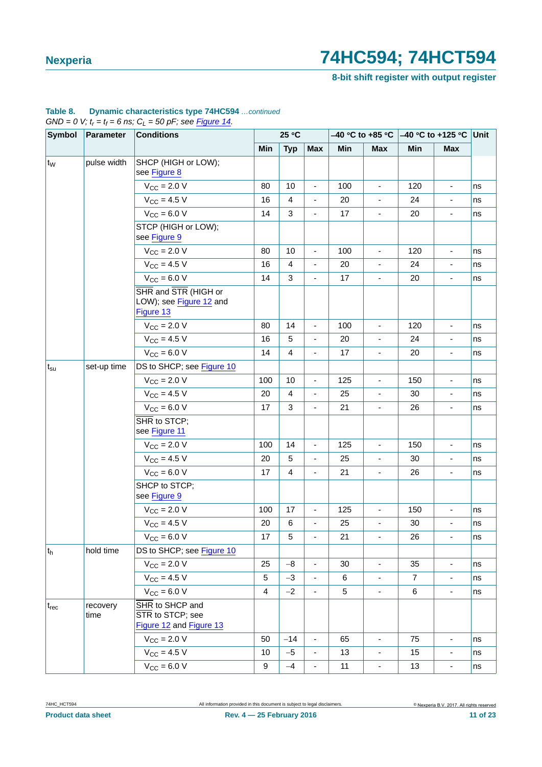**Table 8. Dynamic characteristics type 74HC594** *...continued*

*GND = 0 V; $t_r$ = $t_f$ = 6 ns; $C_L$ = 50 pF; see Figure 14.*

| Symbol | Parameter | Conditions | 25 °C | | | –40 °C to +85 °C | | –40 °C to +125 °C | | Unit |
|---|---|---|---|---|---|---|---|---|---|---|
| | | | Min | Typ | Max | Min | Max | Min | Max | |
| $t_W$ | pulse width | SHCP (HIGH or LOW); see Figure 8 | | | | | | | | |
| | | $V_{CC}$ = 2.0 V | 80 | 10 | - | 100 | - | 120 | - | ns |
| | | $V_{CC}$ = 4.5 V | 16 | 4 | - | 20 | - | 24 | - | ns |
| | | $V_{CC}$ = 6.0 V | 14 | 3 | - | 17 | - | 20 | - | ns |
| | | STCP (HIGH or LOW); see Figure 9 | | | | | | | | |
| | | $V_{CC}$ = 2.0 V | 80 | 10 | - | 100 | - | 120 | - | ns |
| | | $V_{CC}$ = 4.5 V | 16 | 4 | - | 20 | - | 24 | - | ns |
| | | $V_{CC}$ = 6.0 V | 14 | 3 | - | 17 | - | 20 | - | ns |
| | | $\overline{SHR}$ and $\overline{STR}$ (HIGH or LOW); see Figure 12 and Figure 13 | | | | | | | | |
| | | $V_{CC}$ = 2.0 V | 80 | 14 | - | 100 | - | 120 | - | ns |
| | | $V_{CC}$ = 4.5 V | 16 | 5 | - | 20 | - | 24 | - | ns |
| | | $V_{CC}$ = 6.0 V | 14 | 4 | - | 17 | - | 20 | - | ns |
| $t_{su}$ | set-up time | DS to SHCP; see Figure 10 | | | | | | | | |
| | | $V_{CC}$ = 2.0 V | 100 | 10 | - | 125 | - | 150 | - | ns |
| | | $V_{CC}$ = 4.5 V | 20 | 4 | - | 25 | - | 30 | - | ns |
| | | $V_{CC}$ = 6.0 V | 17 | 3 | - | 21 | - | 26 | - | ns |
| | | $\overline{SHR}$ to STCP; see Figure 11 | | | | | | | | |
| | | $V_{CC}$ = 2.0 V | 100 | 14 | - | 125 | - | 150 | - | ns |
| | | $V_{CC}$ = 4.5 V | 20 | 5 | - | 25 | - | 30 | - | ns |
| | | $V_{CC}$ = 6.0 V | 17 | 4 | - | 21 | - | 26 | - | ns |
| | | SHCP to STCP; see Figure 9 | | | | | | | | |
| | | $V_{CC}$ = 2.0 V | 100 | 17 | - | 125 | - | 150 | - | ns |
| | | $V_{CC}$ = 4.5 V | 20 | 6 | - | 25 | - | 30 | - | ns |
| | | $V_{CC}$ = 6.0 V | 17 | 5 | - | 21 | - | 26 | - | ns |
| $t_h$ | hold time | DS to SHCP; see Figure 10 | | | | | | | | |
| | | $V_{CC}$ = 2.0 V | 25 | –8 | - | 30 | - | 35 | - | ns |
| | | $V_{CC}$ = 4.5 V | 5 | –3 | - | 6 | - | 7 | - | ns |
| | | $V_{CC}$ = 6.0 V | 4 | –2 | - | 5 | - | 6 | - | ns |
| $t_{rec}$ | recovery time | $\overline{SHR}$ to SHCP and $\overline{STR}$ to STCP; see Figure 12 and Figure 13 | | | | | | | | |
| | | $V_{CC}$ = 2.0 V | 50 | –14 | - | 65 | - | 75 | - | ns |
| | | $V_{CC}$ = 4.5 V | 10 | –5 | - | 13 | - | 15 | - | ns |
| | | $V_{CC}$ = 6.0 V | 9 | –4 | - | 11 | - | 13 | - | ns |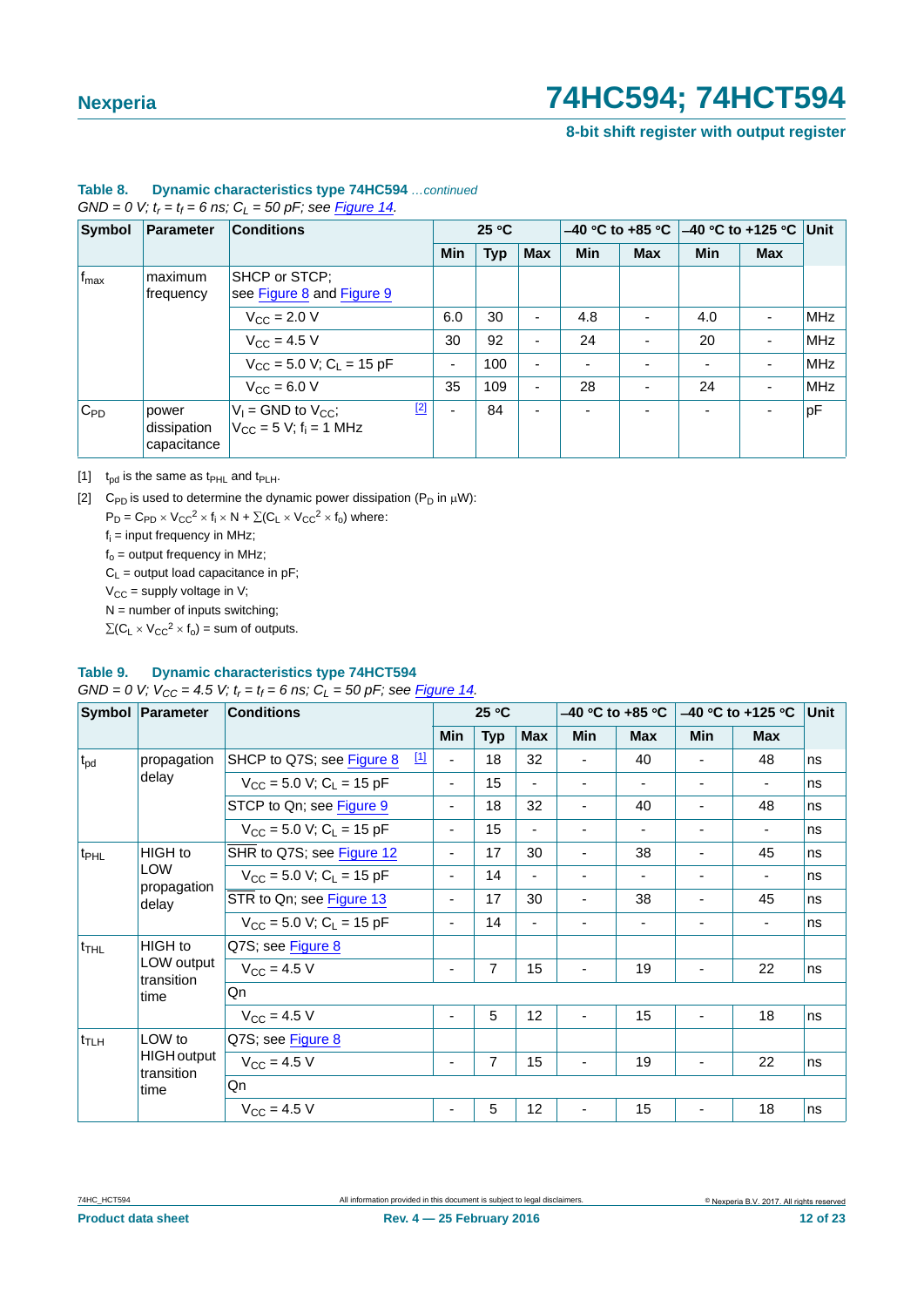**Table 8. Dynamic characteristics type 74HC594** *...continued*

*GND = 0 V; $t_r$ = $t_f$ = 6 ns; $C_L$ = 50 pF; see Figure 14.*

| Symbol | Parameter | Conditions | | 25 °C | | | –40 °C to +85 °C | | –40 °C to +125 °C | | Unit |
|---|---|---|---|---|---|---|---|---|---|---|---|
| | | | | Min | Typ | Max | Min | Max | Min | Max | |
| $f_{max}$ | maximum frequency | SHCP or STCP; see Figure 8 and Figure 9 | | | | | | | | | |
| | | $V_{CC}$ = 2.0 V | | 6.0 | 30 | - | 4.8 | - | 4.0 | - | MHz |
| | | $V_{CC}$ = 4.5 V | | 30 | 92 | - | 24 | - | 20 | - | MHz |
| | | $V_{CC}$ = 5.0 V; $C_L$ = 15 pF | | - | 100 | - | - | - | - | - | MHz |
| | | $V_{CC}$ = 6.0 V | | 35 | 109 | - | 28 | - | 24 | - | MHz |
| $C_{PD}$ | power dissipation capacitance | $V_I$ = GND to $V_{CC}$; $V_{CC}$ = 5 V; $f_i$ = 1 MHz | [2] | - | 84 | - | - | - | - | - | pF |

[1] $t_{pd}$ is the same as $t_{PHL}$ and $t_{PLH}$.

[2] $C_{PD}$ is used to determine the dynamic power dissipation ($P_D$ in μW):

$P_D = C_{PD} \times V_{CC}^2 \times f_i \times N + \sum(C_L \times V_{CC}^2 \times f_o)$ where:

$f_i$ = input frequency in MHz;

$f_o$ = output frequency in MHz;

$C_L$ = output load capacitance in pF;

$V_{CC}$ = supply voltage in V;

N = number of inputs switching;

$\sum(C_L \times V_{CC}^2 \times f_o)$ = sum of outputs.

**Table 9. Dynamic characteristics type 74HCT594**

*GND = 0 V; $V_{CC}$ = 4.5 V; $t_r$ = $t_f$ = 6 ns; $C_L$ = 50 pF; see Figure 14.*

| Symbol | Parameter | Conditions | | 25 °C | | | –40 °C to +85 °C | | –40 °C to +125 °C | | Unit |
|---|---|---|---|---|---|---|---|---|---|---|---|
| | | | | Min | Typ | Max | Min | Max | Min | Max | |
| $t_{pd}$ | propagation delay | SHCP to Q7S; see Figure 8 | [1] | - | 18 | 32 | - | 40 | - | 48 | ns |
| | | $V_{CC}$ = 5.0 V; $C_L$ = 15 pF | | - | 15 | - | - | - | - | - | ns |
| | | STCP to Qn; see Figure 9 | | - | 18 | 32 | - | 40 | - | 48 | ns |
| | | $V_{CC}$ = 5.0 V; $C_L$ = 15 pF | | - | 15 | - | - | - | - | - | ns |
| $t_{PHL}$ | HIGH to LOW propagation delay | SHR to Q7S; see Figure 12 | | - | 17 | 30 | - | 38 | - | 45 | ns |
| | | $V_{CC}$ = 5.0 V; $C_L$ = 15 pF | | - | 14 | - | - | - | - | - | ns |
| | | STR to Qn; see Figure 13 | | - | 17 | 30 | - | 38 | - | 45 | ns |
| | | $V_{CC}$ = 5.0 V; $C_L$ = 15 pF | | - | 14 | - | - | - | - | - | ns |
| $t_{THL}$ | HIGH to LOW output transition time | Q7S; see Figure 8 | | | | | | | | | |
| | | $V_{CC}$ = 4.5 V | | - | 7 | 15 | - | 19 | - | 22 | ns |
| | | Qn | | | | | | | | | |
| | | $V_{CC}$ = 4.5 V | | - | 5 | 12 | - | 15 | - | 18 | ns |
| $t_{TLH}$ | LOW to HIGH output transition time | Q7S; see Figure 8 | | | | | | | | | |
| | | $V_{CC}$ = 4.5 V | | - | 7 | 15 | - | 19 | - | 22 | ns |
| | | Qn | | | | | | | | | |
| | | $V_{CC}$ = 4.5 V | | - | 5 | 12 | - | 15 | - | 18 | ns |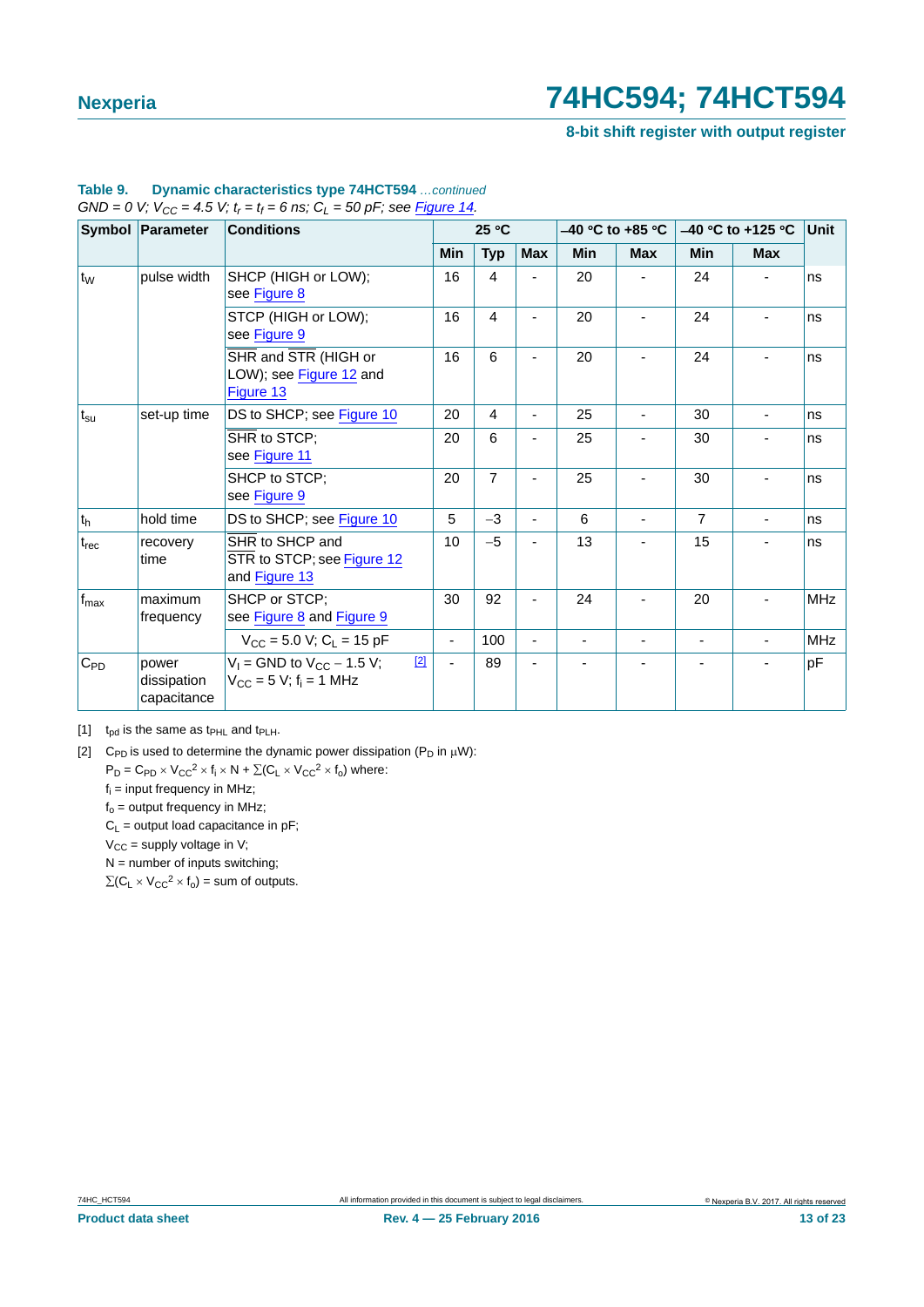**Table 9. Dynamic characteristics type 74HCT594** *...continued*

*GND = 0 V; $V_{CC}$ = 4.5 V; $t_r$ = $t_f$ = 6 ns; $C_L$ = 50 pF; see Figure 14.*

| Symbol | Parameter | Conditions | 25 °C | | | −40 °C to +85 °C | | −40 °C to +125 °C | | Unit |
|---|---|---|---|---|---|---|---|---|---|---|
| | | | Min | Typ | Max | Min | Max | Min | Max | |
| $t_W$ | pulse width | SHCP (HIGH or LOW); see Figure 8 | 16 | 4 | - | 20 | - | 24 | - | ns |
| | | STCP (HIGH or LOW); see Figure 9 | 16 | 4 | - | 20 | - | 24 | - | ns |
| | | $\overline{SHR}$ and $\overline{STR}$ (HIGH or LOW); see Figure 12 and Figure 13 | 16 | 6 | - | 20 | - | 24 | - | ns |
| $t_{su}$ | set-up time | DS to SHCP; see Figure 10 | 20 | 4 | - | 25 | - | 30 | - | ns |
| | | $\overline{SHR}$ to STCP; see Figure 11 | 20 | 6 | - | 25 | - | 30 | - | ns |
| | | SHCP to STCP; see Figure 9 | 20 | 7 | - | 25 | - | 30 | - | ns |
| $t_h$ | hold time | DS to SHCP; see Figure 10 | 5 | −3 | - | 6 | - | 7 | - | ns |
| $t_{rec}$ | recovery time | $\overline{SHR}$ to SHCP and $\overline{STR}$ to STCP; see Figure 12 and Figure 13 | 10 | −5 | - | 13 | - | 15 | - | ns |
| $f_{max}$ | maximum frequency | SHCP or STCP; see Figure 8 and Figure 9 | 30 | 92 | - | 24 | - | 20 | - | MHz |
| | | $V_{CC}$ = 5.0 V; $C_L$ = 15 pF | - | 100 | - | - | - | - | - | MHz |
| $C_{PD}$ | power dissipation capacitance | $V_I$ = GND to $V_{CC}$ − 1.5 V; $V_{CC}$ = 5 V; $f_i$ = 1 MHz [2] | - | 89 | - | - | - | - | - | pF |

[1] $t_{pd}$ is the same as $t_{PHL}$ and $t_{PLH}$.

[2] $C_{PD}$ is used to determine the dynamic power dissipation ($P_D$ in μW):

$P_D = C_{PD} \times V_{CC}^2 \times f_i \times N + \sum(C_L \times V_{CC}^2 \times f_o)$ where:

$f_i$ = input frequency in MHz;

$f_o$ = output frequency in MHz;

$C_L$ = output load capacitance in pF;

$V_{CC}$ = supply voltage in V;

N = number of inputs switching;

$\sum(C_L \times V_{CC}^2 \times f_o)$ = sum of outputs.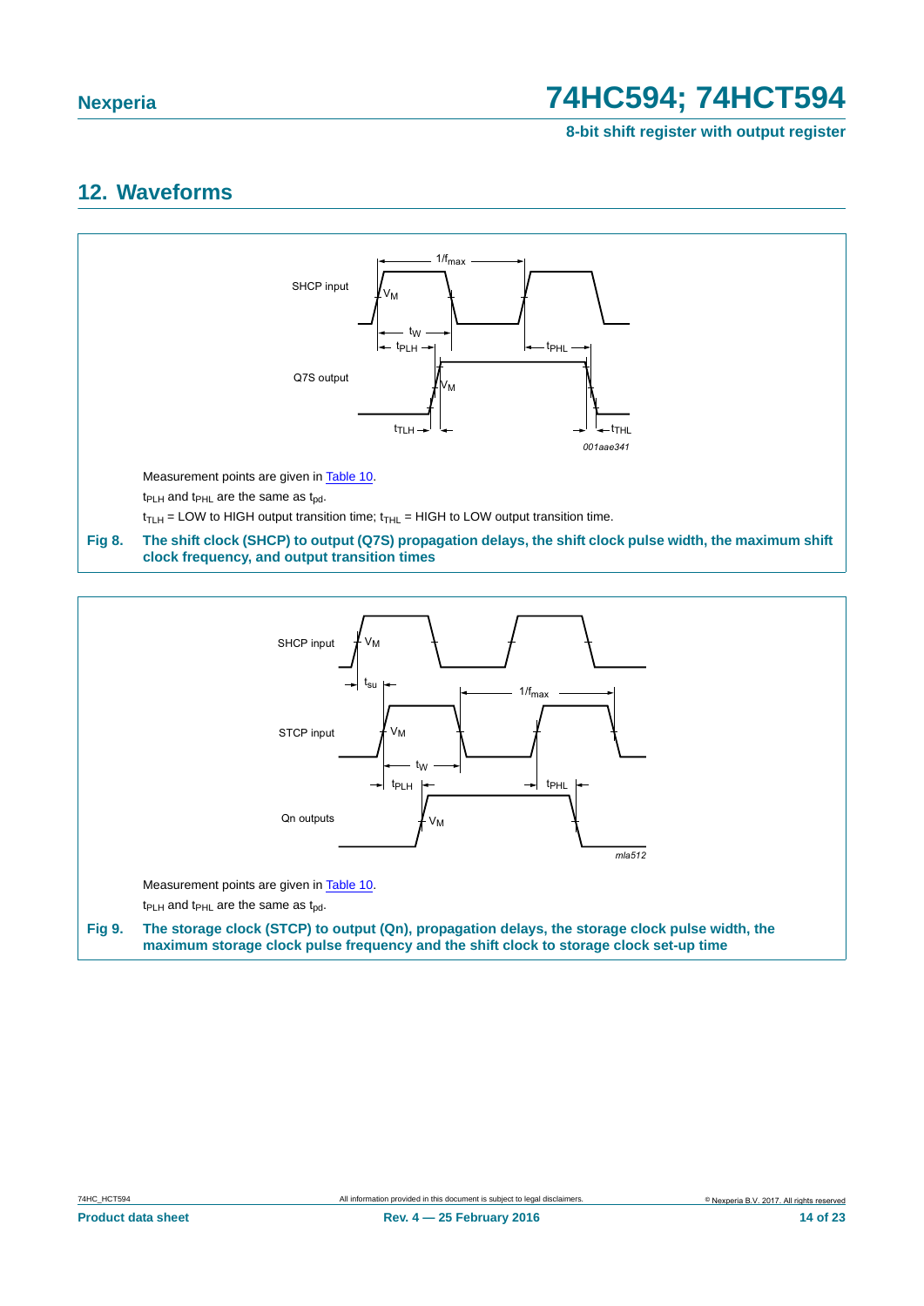## 12. Waveforms

Measurement points are given in Table 10.

$t_{PLH}$ and $t_{PHL}$ are the same as $t_{pd}$.

$t_{TLH}$ = LOW to HIGH output transition time; $t_{THL}$ = HIGH to LOW output transition time.

**Fig 8. The shift clock (SHCP) to output (Q7S) propagation delays, the shift clock pulse width, the maximum shift clock frequency, and output transition times**

Measurement points are given in Table 10.

$t_{PLH}$ and $t_{PHL}$ are the same as $t_{pd}$.

**Fig 9. The storage clock (STCP) to output (Qn), propagation delays, the storage clock pulse width, the maximum storage clock pulse frequency and the shift clock to storage clock set-up time**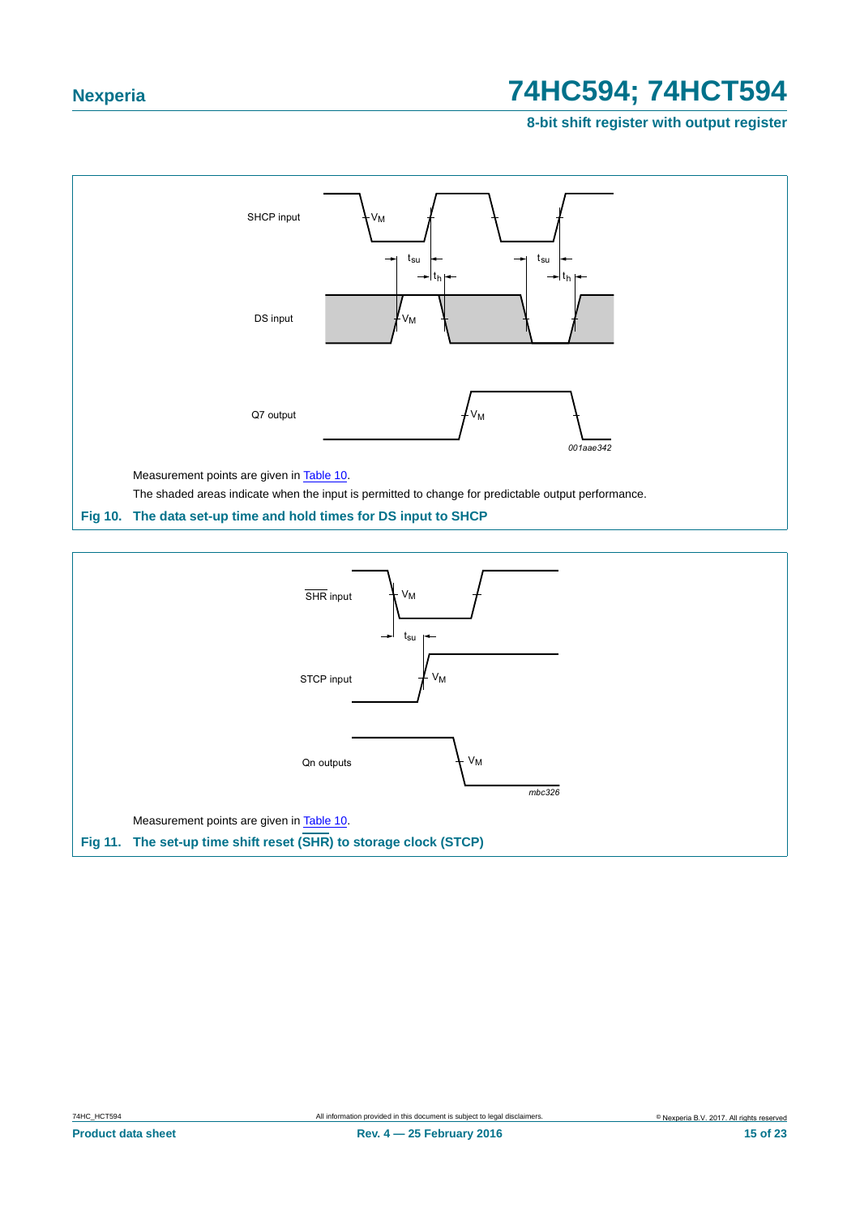Measurement points are given in Table 10.

The shaded areas indicate when the input is permitted to change for predictable output performance.

**Fig 10. The data set-up time and hold times for DS input to SHCP**

Measurement points are given in Table 10.

**Fig 11. The set-up time shift reset ($\overline{SHR}$) to storage clock (STCP)**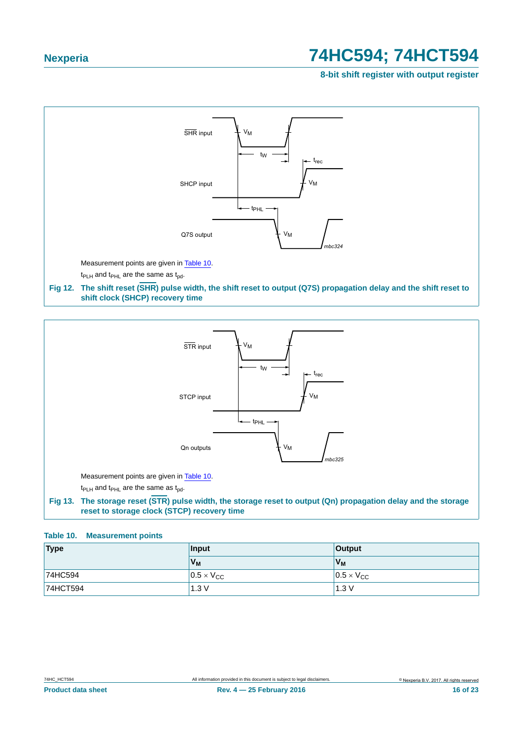Measurement points are given in Table 10.

$t_{PLH}$ and $t_{PHL}$ are the same as $t_{pd}$.

**Fig 12. The shift reset ($\overline{SHR}$) pulse width, the shift reset to output (Q7S) propagation delay and the shift reset to shift clock (SHCP) recovery time**

Measurement points are given in Table 10.

$t_{PLH}$ and $t_{PHL}$ are the same as $t_{pd}$.

**Fig 13. The storage reset ($\overline{STR}$) pulse width, the storage reset to output (Qn) propagation delay and the storage reset to storage clock (STCP) recovery time**

**Table 10. Measurement points**

| Type | Input | Output |
|---|---|---|
| | $V_M$ | $V_M$ |
| 74HC594 | $0.5 \times V_{CC}$ | $0.5 \times V_{CC}$ |
| 74HCT594 | 1.3 V | 1.3 V |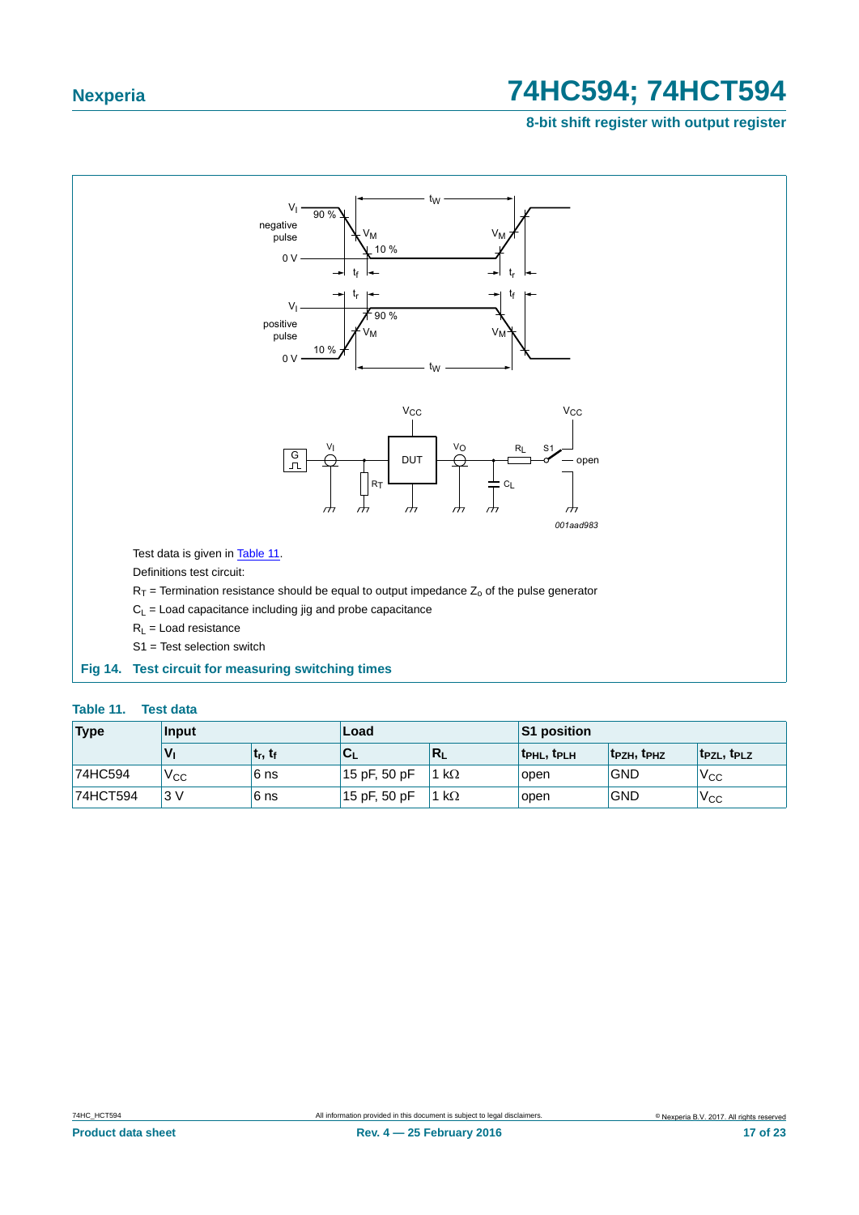Test data is given in Table 11.

Definitions test circuit:

$R_T$ = Termination resistance should be equal to output impedance $Z_o$ of the pulse generator

$C_L$ = Load capacitance including jig and probe capacitance

$R_L$ = Load resistance

S1 = Test selection switch

**Fig 14. Test circuit for measuring switching times**

**Table 11. Test data**

| Type | Input | | Load | | S1 position | | |
|---|---|---|---|---|---|---|---|
| | $V_I$ | $t_r$, $t_f$ | $C_L$ | $R_L$ | $t_{PHL}$, $t_{PLH}$ | $t_{PZH}$, $t_{PHZ}$ | $t_{PZL}$, $t_{PLZ}$ |
| 74HC594 | $V_{CC}$ | 6 ns | 15 pF, 50 pF | 1 kΩ | open | GND | $V_{CC}$ |
| 74HCT594 | 3 V | 6 ns | 15 pF, 50 pF | 1 kΩ | open | GND | $V_{CC}$ |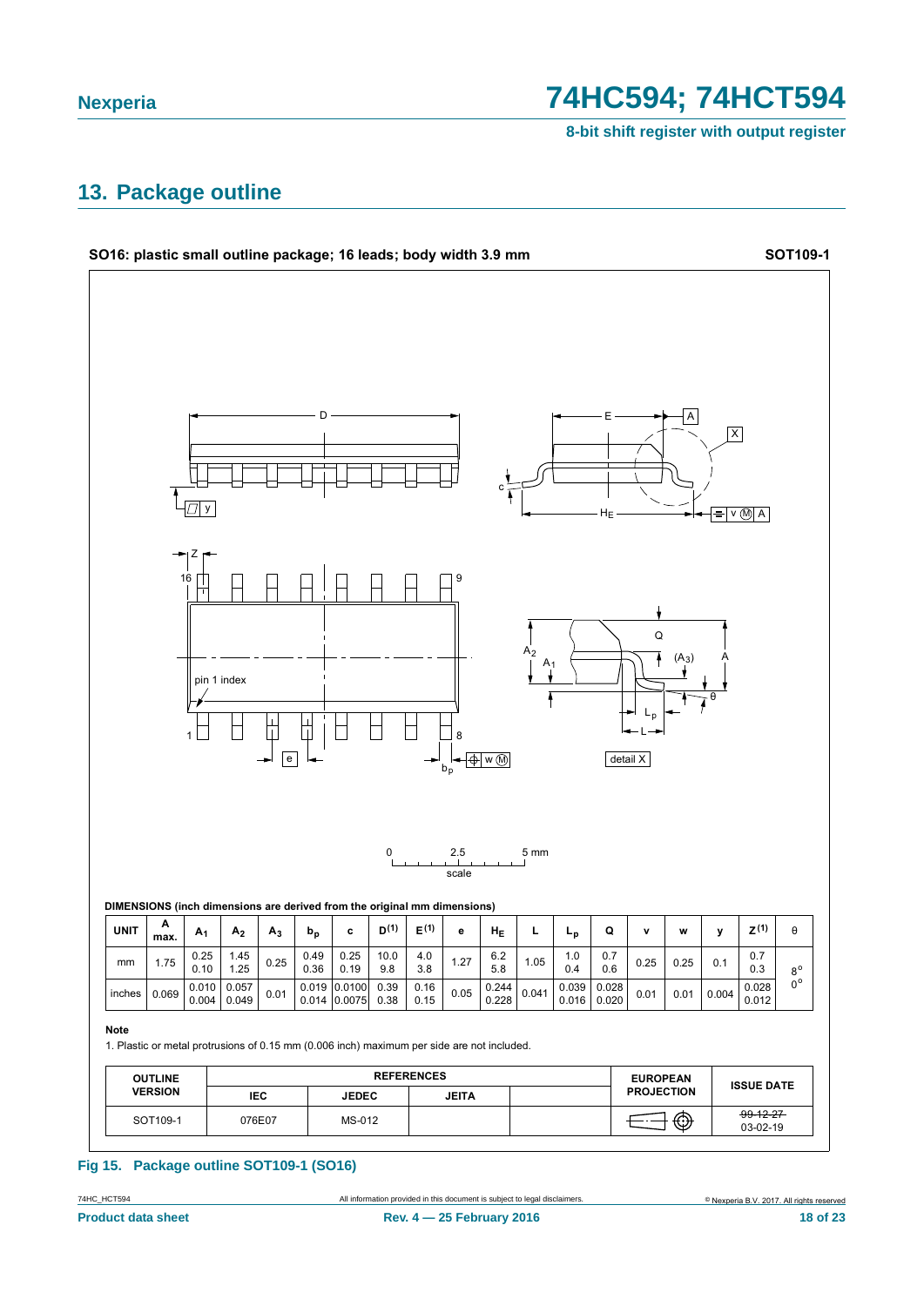## 13. Package outline

**SO16: plastic small outline package; 16 leads; body width 3.9 mm** **SOT109-1**

**DIMENSIONS (inch dimensions are derived from the original mm dimensions)**

| UNIT | A max. | $A_1$ | $A_2$ | $A_3$ | $b_p$ | c | $D^{(1)}$ | $E^{(1)}$ | e | $H_E$ | L | $L_p$ | Q | v | w | y | $Z^{(1)}$ | θ |
|---|---|---|---|---|---|---|---|---|---|---|---|---|---|---|---|---|---|---|
| mm | 1.75 | 0.25<br>0.10 | 1.45<br>1.25 | 0.25 | 0.49<br>0.36 | 0.25<br>0.19 | 10.0<br>9.8 | 4.0<br>3.8 | 1.27 | 6.2<br>5.8 | 1.05 | 1.0<br>0.4 | 0.7<br>0.6 | 0.25 | 0.25 | 0.1 | 0.7<br>0.3 | 8°<br>0° |
| inches | 0.069 | 0.010<br>0.004 | 0.057<br>0.049 | 0.01 | 0.019<br>0.014 | 0.0100<br>0.0075 | 0.39<br>0.38 | 0.16<br>0.15 | 0.05 | 0.244<br>0.228 | 0.041 | 0.039<br>0.016 | 0.028<br>0.020 | 0.01 | 0.01 | 0.004 | 0.028<br>0.012 | |

**Note**

1. Plastic or metal protrusions of 0.15 mm (0.006 inch) maximum per side are not included.

| OUTLINE VERSION | REFERENCES | | | | EUROPEAN PROJECTION | ISSUE DATE |
|---|---|---|---|---|---|---|
| | IEC | JEDEC | JEITA | | | |
| SOT109-1 | 076E07 | MS-012 | | | | ~~99-12-27~~<br>03-02-19 |

**Fig 15. Package outline SOT109-1 (SO16)**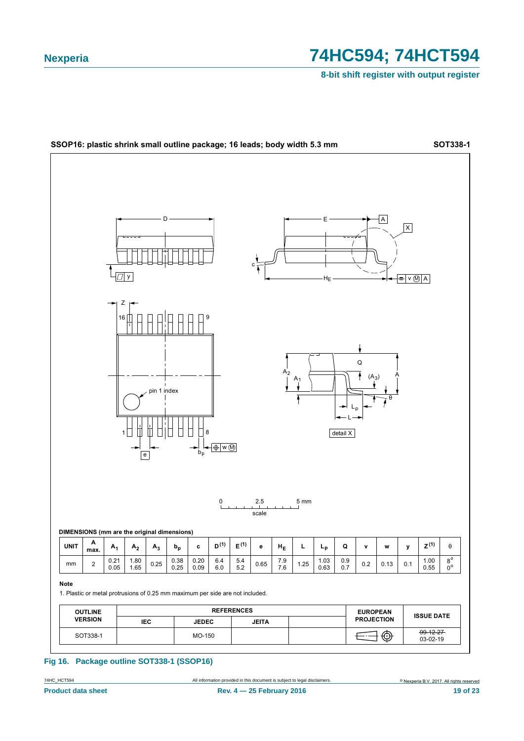**SSOP16: plastic shrink small outline package; 16 leads; body width 5.3 mm** **SOT338-1**

**DIMENSIONS (mm are the original dimensions)**

| UNIT | A max. | $A_1$ | $A_2$ | $A_3$ | $b_p$ | c | D [(1)] | E [(1)] | e | $H_E$ | L | $L_p$ | Q | v | w | y | Z [(1)] | θ |
|---|---|---|---|---|---|---|---|---|---|---|---|---|---|---|---|---|---|---|
| mm | 2 | 0.21<br>0.05 | 1.80<br>1.65 | 0.25 | 0.38<br>0.25 | 0.20<br>0.09 | 6.4<br>6.0 | 5.4<br>5.2 | 0.65 | 7.9<br>7.6 | 1.25 | 1.03<br>0.63 | 0.9<br>0.7 | 0.2 | 0.13 | 0.1 | 1.00<br>0.55 | 8°<br>0° |

**Note**

1. Plastic or metal protrusions of 0.25 mm maximum per side are not included.

| OUTLINE VERSION | REFERENCES | | | | EUROPEAN PROJECTION | ISSUE DATE |
|---|---|---|---|---|---|---|
| | IEC | JEDEC | JEITA | | | |
| SOT338-1 | | MO-150 | | | | ~~99-12-27~~<br>03-02-19 |

**Fig 16. Package outline SOT338-1 (SSOP16)**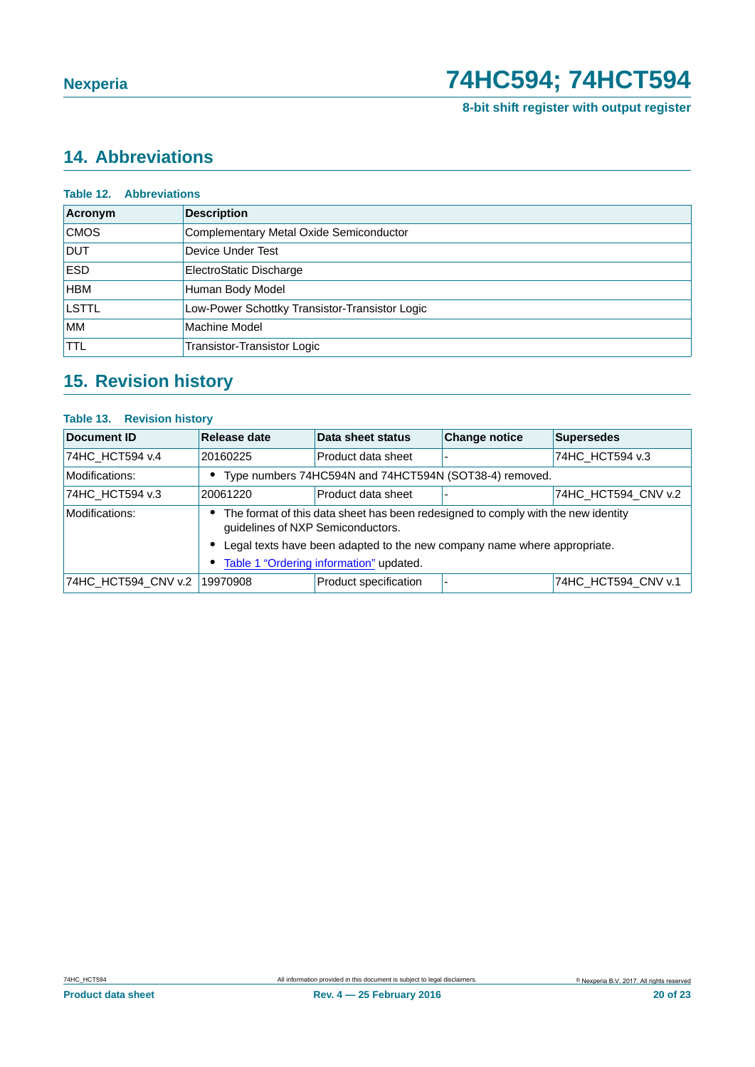## 14. Abbreviations

**Table 12. Abbreviations**

| Acronym | Description |
|---|---|
| CMOS | Complementary Metal Oxide Semiconductor |
| DUT | Device Under Test |
| ESD | ElectroStatic Discharge |
| HBM | Human Body Model |
| LSTTL | Low-Power Schottky Transistor-Transistor Logic |
| MM | Machine Model |
| TTL | Transistor-Transistor Logic |

## 15. Revision history

**Table 13. Revision history**

| Document ID | Release date | Data sheet status | Change notice | Supersedes |
|---|---|---|---|---|
| 74HC_HCT594 v.4 | 20160225 | Product data sheet | - | 74HC_HCT594 v.3 |
| Modifications: | • Type numbers 74HC594N and 74HCT594N (SOT38-4) removed. | | | |
| 74HC_HCT594 v.3 | 20061220 | Product data sheet | - | 74HC_HCT594_CNV v.2 |
| Modifications: | • The format of this data sheet has been redesigned to comply with the new identity guidelines of NXP Semiconductors. • Legal texts have been adapted to the new company name where appropriate. • Table 1 "Ordering information" updated. | | | |
| 74HC_HCT594_CNV v.2 | 19970908 | Product specification | - | 74HC_HCT594_CNV v.1 |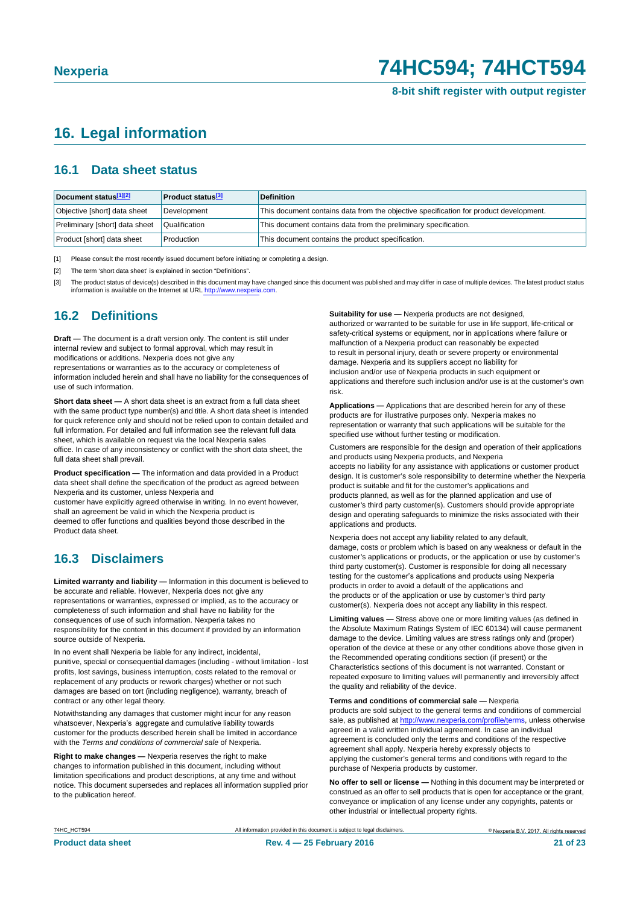# 16. Legal information

## 16.1 Data sheet status

| Document status[1][2] | Product status[3] | Definition |
|---|---|---|
| Objective [short] data sheet | Development | This document contains data from the objective specification for product development. |
| Preliminary [short] data sheet | Qualification | This document contains data from the preliminary specification. |
| Product [short] data sheet | Production | This document contains the product specification. |

[1] Please consult the most recently issued document before initiating or completing a design.

[2] The term 'short data sheet' is explained in section "Definitions".

[3] The product status of device(s) described in this document may have changed since this document was published and may differ in case of multiple devices. The latest product status information is available on the Internet at URL http://www.nexperia.com.

## 16.2 Definitions

**Draft —** The document is a draft version only. The content is still under internal review and subject to formal approval, which may result in modifications or additions. Nexperia does not give any representations or warranties as to the accuracy or completeness of information included herein and shall have no liability for the consequences of use of such information.

**Short data sheet —** A short data sheet is an extract from a full data sheet with the same product type number(s) and title. A short data sheet is intended for quick reference only and should not be relied upon to contain detailed and full information. For detailed and full information see the relevant full data sheet, which is available on request via the local Nexperia sales office. In case of any inconsistency or conflict with the short data sheet, the full data sheet shall prevail.

**Product specification —** The information and data provided in a Product data sheet shall define the specification of the product as agreed between Nexperia and its customer, unless Nexperia and customer have explicitly agreed otherwise in writing. In no event however, shall an agreement be valid in which the Nexperia product is deemed to offer functions and qualities beyond those described in the Product data sheet.

## 16.3 Disclaimers

**Limited warranty and liability —** Information in this document is believed to be accurate and reliable. However, Nexperia does not give any representations or warranties, expressed or implied, as to the accuracy or completeness of such information and shall have no liability for the consequences of use of such information. Nexperia takes no responsibility for the content in this document if provided by an information source outside of Nexperia.

In no event shall Nexperia be liable for any indirect, incidental, punitive, special or consequential damages (including - without limitation - lost profits, lost savings, business interruption, costs related to the removal or replacement of any products or rework charges) whether or not such damages are based on tort (including negligence), warranty, breach of contract or any other legal theory.

Notwithstanding any damages that customer might incur for any reason whatsoever, Nexperia's aggregate and cumulative liability towards customer for the products described herein shall be limited in accordance with the *Terms and conditions of commercial sale* of Nexperia.

**Right to make changes —** Nexperia reserves the right to make changes to information published in this document, including without limitation specifications and product descriptions, at any time and without notice. This document supersedes and replaces all information supplied prior to the publication hereof.

**Suitability for use —** Nexperia products are not designed, authorized or warranted to be suitable for use in life support, life-critical or safety-critical systems or equipment, nor in applications where failure or malfunction of a Nexperia product can reasonably be expected to result in personal injury, death or severe property or environmental damage. Nexperia and its suppliers accept no liability for inclusion and/or use of Nexperia products in such equipment or applications and therefore such inclusion and/or use is at the customer's own risk.

**Applications —** Applications that are described herein for any of these products are for illustrative purposes only. Nexperia makes no representation or warranty that such applications will be suitable for the specified use without further testing or modification.

Customers are responsible for the design and operation of their applications and products using Nexperia products, and Nexperia accepts no liability for any assistance with applications or customer product design. It is customer's sole responsibility to determine whether the Nexperia product is suitable and fit for the customer's applications and products planned, as well as for the planned application and use of customer's third party customer(s). Customers should provide appropriate design and operating safeguards to minimize the risks associated with their applications and products.

Nexperia does not accept any liability related to any default, damage, costs or problem which is based on any weakness or default in the customer's applications or products, or the application or use by customer's third party customer(s). Customer is responsible for doing all necessary testing for the customer's applications and products using Nexperia products in order to avoid a default of the applications and the products or of the application or use by customer's third party customer(s). Nexperia does not accept any liability in this respect.

**Limiting values —** Stress above one or more limiting values (as defined in the Absolute Maximum Ratings System of IEC 60134) will cause permanent damage to the device. Limiting values are stress ratings only and (proper) operation of the device at these or any other conditions above those given in the Recommended operating conditions section (if present) or the Characteristics sections of this document is not warranted. Constant or repeated exposure to limiting values will permanently and irreversibly affect the quality and reliability of the device.

**Terms and conditions of commercial sale —** Nexperia products are sold subject to the general terms and conditions of commercial sale, as published at http://www.nexperia.com/profile/terms, unless otherwise agreed in a valid written individual agreement. In case an individual agreement is concluded only the terms and conditions of the respective agreement shall apply. Nexperia hereby expressly objects to applying the customer's general terms and conditions with regard to the purchase of Nexperia products by customer.

**No offer to sell or license —** Nothing in this document may be interpreted or construed as an offer to sell products that is open for acceptance or the grant, conveyance or implication of any license under any copyrights, patents or other industrial or intellectual property rights.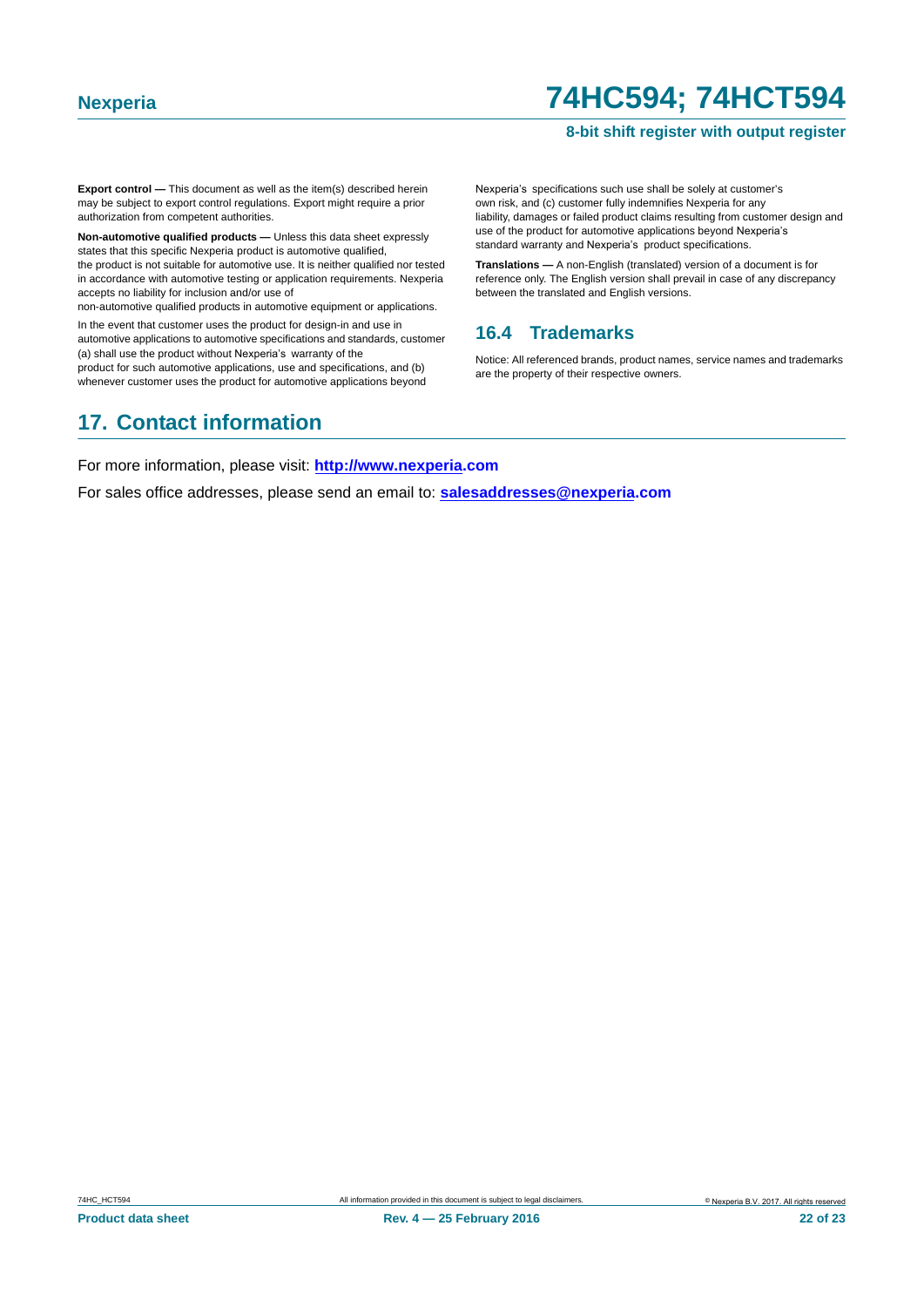**Export control —** This document as well as the item(s) described herein may be subject to export control regulations. Export might require a prior authorization from competent authorities.

**Non-automotive qualified products —** Unless this data sheet expressly states that this specific Nexperia product is automotive qualified, the product is not suitable for automotive use. It is neither qualified nor tested in accordance with automotive testing or application requirements. Nexperia accepts no liability for inclusion and/or use of non-automotive qualified products in automotive equipment or applications.

In the event that customer uses the product for design-in and use in automotive applications to automotive specifications and standards, customer (a) shall use the product without Nexperia's warranty of the product for such automotive applications, use and specifications, and (b) whenever customer uses the product for automotive applications beyond Nexperia's specifications such use shall be solely at customer's own risk, and (c) customer fully indemnifies Nexperia for any liability, damages or failed product claims resulting from customer design and use of the product for automotive applications beyond Nexperia's standard warranty and Nexperia's product specifications.

**Translations —** A non-English (translated) version of a document is for reference only. The English version shall prevail in case of any discrepancy between the translated and English versions.

### 16.4 Trademarks

Notice: All referenced brands, product names, service names and trademarks are the property of their respective owners.

## 17. Contact information

For more information, please visit: **http://www.nexperia.com**

For sales office addresses, please send an email to: **salesaddresses@nexperia.com**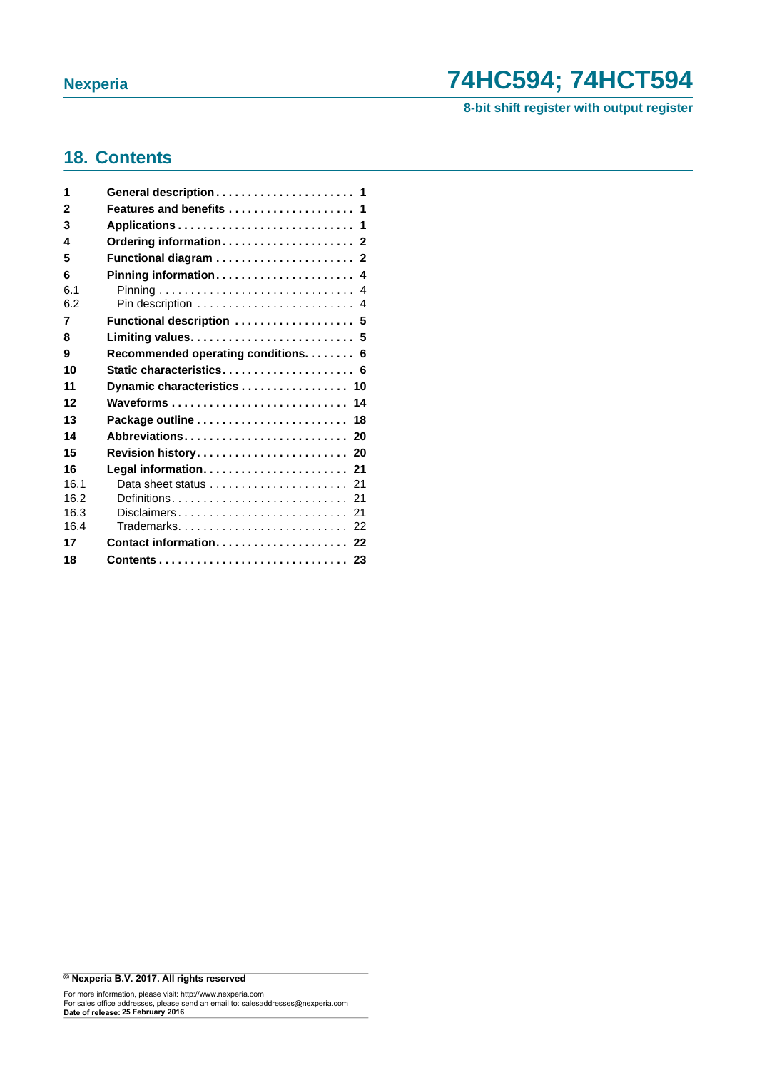## 18. Contents

| | | |
|---|---|---|
| **1** | **General description** | **1** |
| **2** | **Features and benefits** | **1** |
| **3** | **Applications** | **1** |
| **4** | **Ordering information** | **2** |
| **5** | **Functional diagram** | **2** |
| **6** | **Pinning information** | **4** |
| 6.1 | Pinning | 4 |
| 6.2 | Pin description | 4 |
| **7** | **Functional description** | **5** |
| **8** | **Limiting values** | **5** |
| **9** | **Recommended operating conditions** | **6** |
| **10** | **Static characteristics** | **6** |
| **11** | **Dynamic characteristics** | **10** |
| **12** | **Waveforms** | **14** |
| **13** | **Package outline** | **18** |
| **14** | **Abbreviations** | **20** |
| **15** | **Revision history** | **20** |
| **16** | **Legal information** | **21** |
| 16.1 | Data sheet status | 21 |
| 16.2 | Definitions | 21 |
| 16.3 | Disclaimers | 21 |
| 16.4 | Trademarks | 22 |
| **17** | **Contact information** | **22** |
| **18** | **Contents** | **23** |

**© Nexperia B.V. 2017. All rights reserved**

For more information, please visit: http://www.nexperia.com
For sales office addresses, please send an email to: salesaddresses@nexperia.com
**Date of release: 25 February 2016**